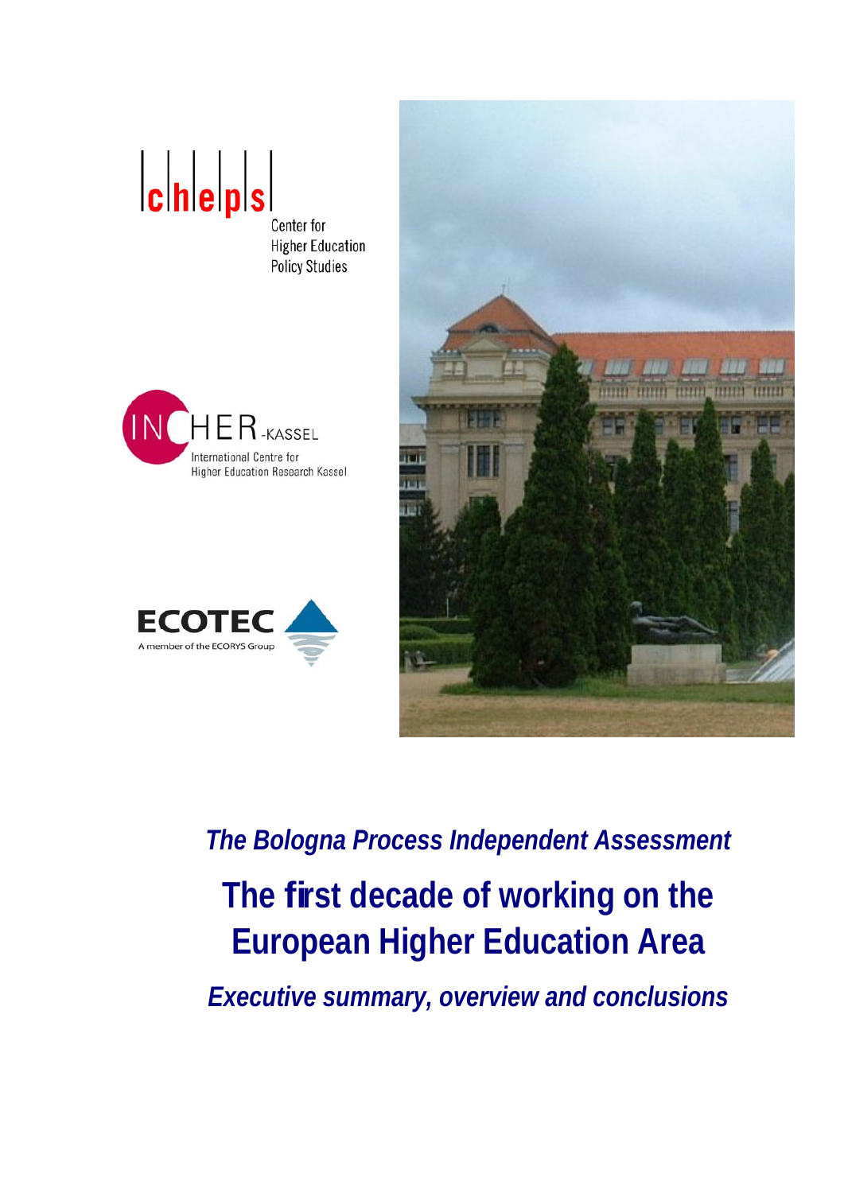c|h|e|p|s
Center for Higher Education Policy Studies

INCHER-KASSEL
International Centre for Higher Education Research Kassel

ECOTEC
A member of the ECORYS Group

*The Bologna Process Independent Assessment*

# The first decade of working on the European Higher Education Area

*Executive summary, overview and conclusions*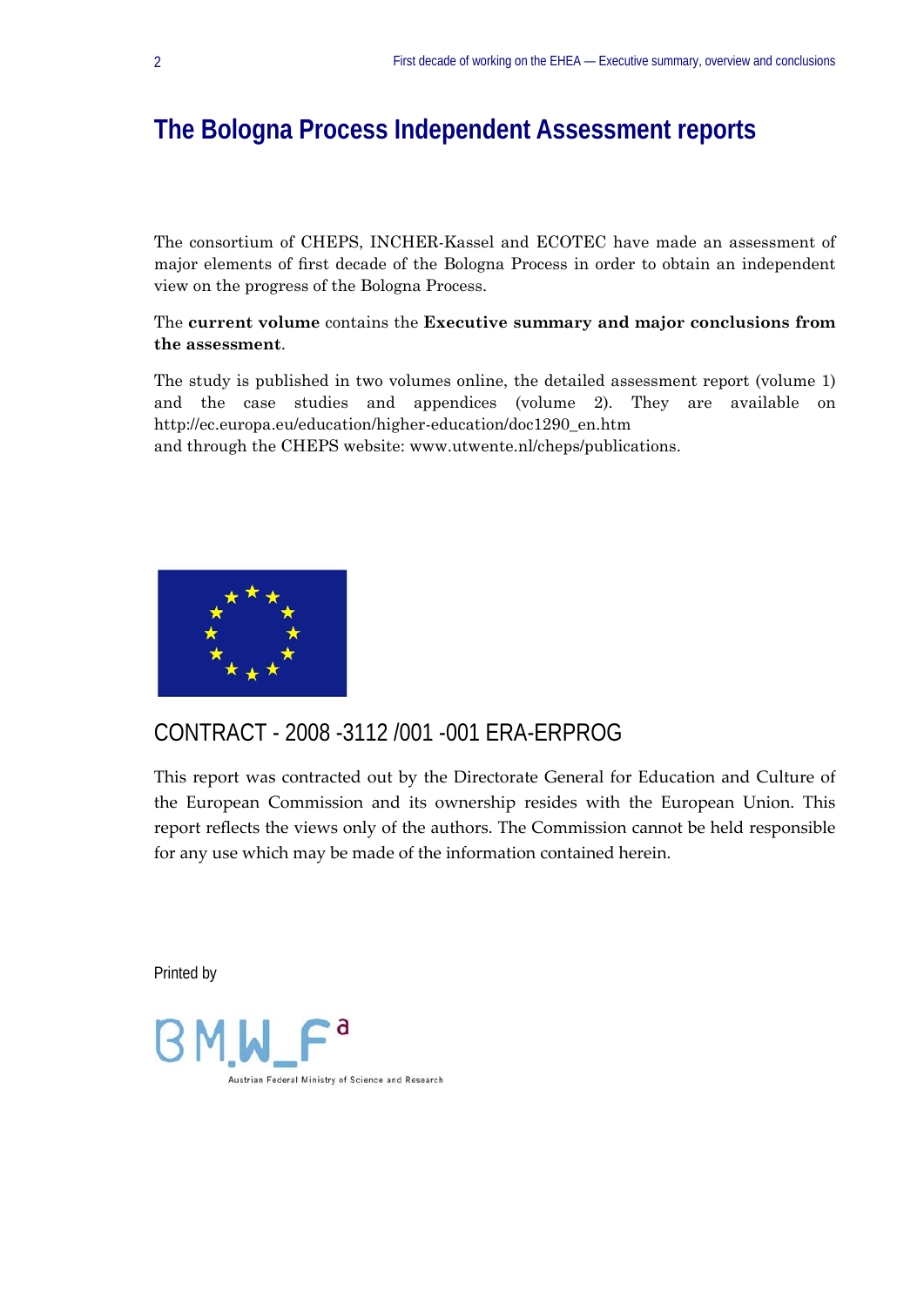# The Bologna Process Independent Assessment reports

The consortium of CHEPS, INCHER-Kassel and ECOTEC have made an assessment of major elements of first decade of the Bologna Process in order to obtain an independent view on the progress of the Bologna Process.

The **current volume** contains the **Executive summary and major conclusions from the assessment**.

The study is published in two volumes online, the detailed assessment report (volume 1) and the case studies and appendices (volume 2). They are available on http://ec.europa.eu/education/higher-education/doc1290_en.htm
and through the CHEPS website: www.utwente.nl/cheps/publications.

## CONTRACT - 2008 -3112 /001 -001 ERA-ERPROG

This report was contracted out by the Directorate General for Education and Culture of the European Commission and its ownership resides with the European Union. This report reflects the views only of the authors. The Commission cannot be held responsible for any use which may be made of the information contained herein.

Printed by

BMWF Austrian Federal Ministry of Science and Research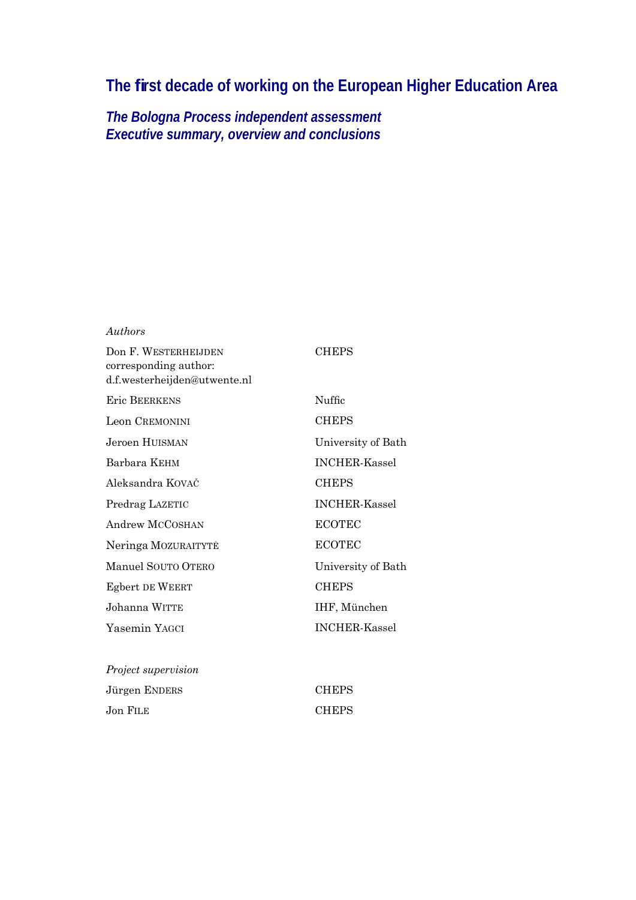# The first decade of working on the European Higher Education Area

## *The Bologna Process independent assessment*
## *Executive summary, overview and conclusions*

*Authors*

| | |
|---|---|
| Don F. WESTERHEIJDEN<br>corresponding author:<br>d.f.westerheijden@utwente.nl | CHEPS |
| Eric BEERKENS | Nuffic |
| Leon CREMONINI | CHEPS |
| Jeroen HUISMAN | University of Bath |
| Barbara KEHM | INCHER-Kassel |
| Aleksandra KOVAČ | CHEPS |
| Predrag LAZETIC | INCHER-Kassel |
| Andrew MCCOSHAN | ECOTEC |
| Neringa MOZURAITYTĖ | ECOTEC |
| Manuel SOUTO OTERO | University of Bath |
| Egbert DE WEERT | CHEPS |
| Johanna WITTE | IHF, München |
| Yasemin YAGCI | INCHER-Kassel |

*Project supervision*

| | |
|---|---|
| Jürgen ENDERS | CHEPS |
| Jon FILE | CHEPS |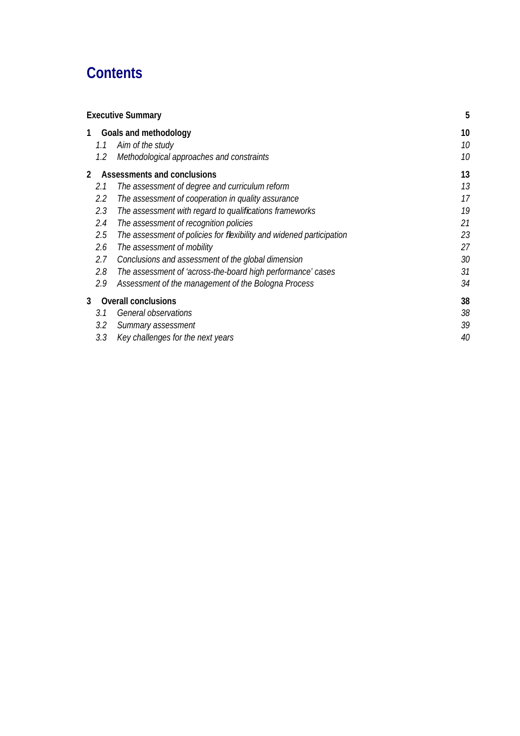# Contents

| | | |
|---|---|---|
| **Executive Summary** | | **5** |
| **1** | **Goals and methodology** | **10** |
| *1.1* | *Aim of the study* | *10* |
| *1.2* | *Methodological approaches and constraints* | *10* |
| **2** | **Assessments and conclusions** | **13** |
| *2.1* | *The assessment of degree and curriculum reform* | *13* |
| *2.2* | *The assessment of cooperation in quality assurance* | *17* |
| *2.3* | *The assessment with regard to qualifications frameworks* | *19* |
| *2.4* | *The assessment of recognition policies* | *21* |
| *2.5* | *The assessment of policies for flexibility and widened participation* | *23* |
| *2.6* | *The assessment of mobility* | *27* |
| *2.7* | *Conclusions and assessment of the global dimension* | *30* |
| *2.8* | *The assessment of 'across-the-board high performance' cases* | *31* |
| *2.9* | *Assessment of the management of the Bologna Process* | *34* |
| **3** | **Overall conclusions** | **38** |
| *3.1* | *General observations* | *38* |
| *3.2* | *Summary assessment* | *39* |
| *3.3* | *Key challenges for the next years* | *40* |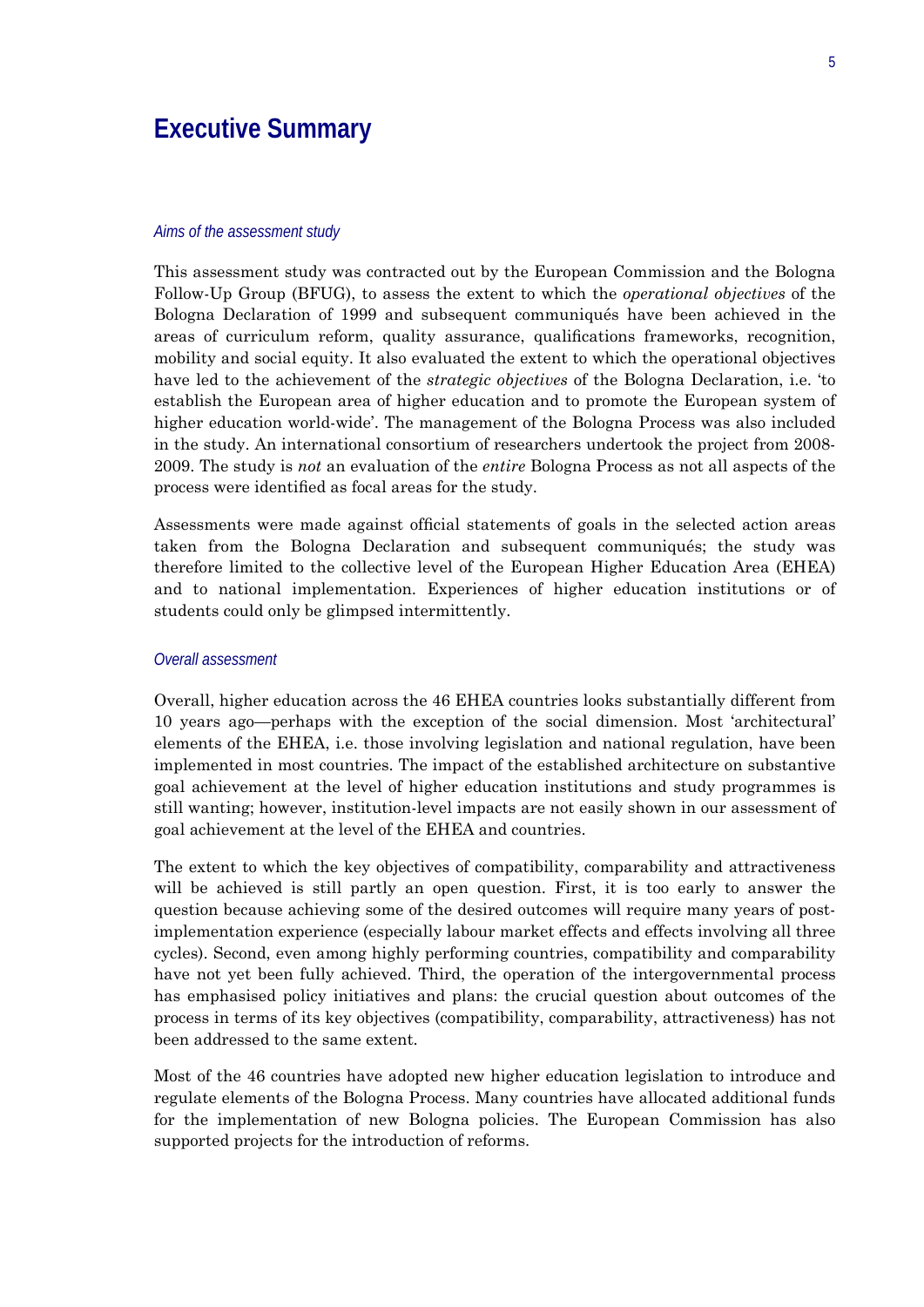# Executive Summary

*Aims of the assessment study*

This assessment study was contracted out by the European Commission and the Bologna Follow-Up Group (BFUG), to assess the extent to which the *operational objectives* of the Bologna Declaration of 1999 and subsequent communiqués have been achieved in the areas of curriculum reform, quality assurance, qualifications frameworks, recognition, mobility and social equity. It also evaluated the extent to which the operational objectives have led to the achievement of the *strategic objectives* of the Bologna Declaration, i.e. 'to establish the European area of higher education and to promote the European system of higher education world-wide'. The management of the Bologna Process was also included in the study. An international consortium of researchers undertook the project from 2008-2009. The study is *not* an evaluation of the *entire* Bologna Process as not all aspects of the process were identified as focal areas for the study.

Assessments were made against official statements of goals in the selected action areas taken from the Bologna Declaration and subsequent communiqués; the study was therefore limited to the collective level of the European Higher Education Area (EHEA) and to national implementation. Experiences of higher education institutions or of students could only be glimpsed intermittently.

*Overall assessment*

Overall, higher education across the 46 EHEA countries looks substantially different from 10 years ago—perhaps with the exception of the social dimension. Most 'architectural' elements of the EHEA, i.e. those involving legislation and national regulation, have been implemented in most countries. The impact of the established architecture on substantive goal achievement at the level of higher education institutions and study programmes is still wanting; however, institution-level impacts are not easily shown in our assessment of goal achievement at the level of the EHEA and countries.

The extent to which the key objectives of compatibility, comparability and attractiveness will be achieved is still partly an open question. First, it is too early to answer the question because achieving some of the desired outcomes will require many years of post-implementation experience (especially labour market effects and effects involving all three cycles). Second, even among highly performing countries, compatibility and comparability have not yet been fully achieved. Third, the operation of the intergovernmental process has emphasised policy initiatives and plans: the crucial question about outcomes of the process in terms of its key objectives (compatibility, comparability, attractiveness) has not been addressed to the same extent.

Most of the 46 countries have adopted new higher education legislation to introduce and regulate elements of the Bologna Process. Many countries have allocated additional funds for the implementation of new Bologna policies. The European Commission has also supported projects for the introduction of reforms.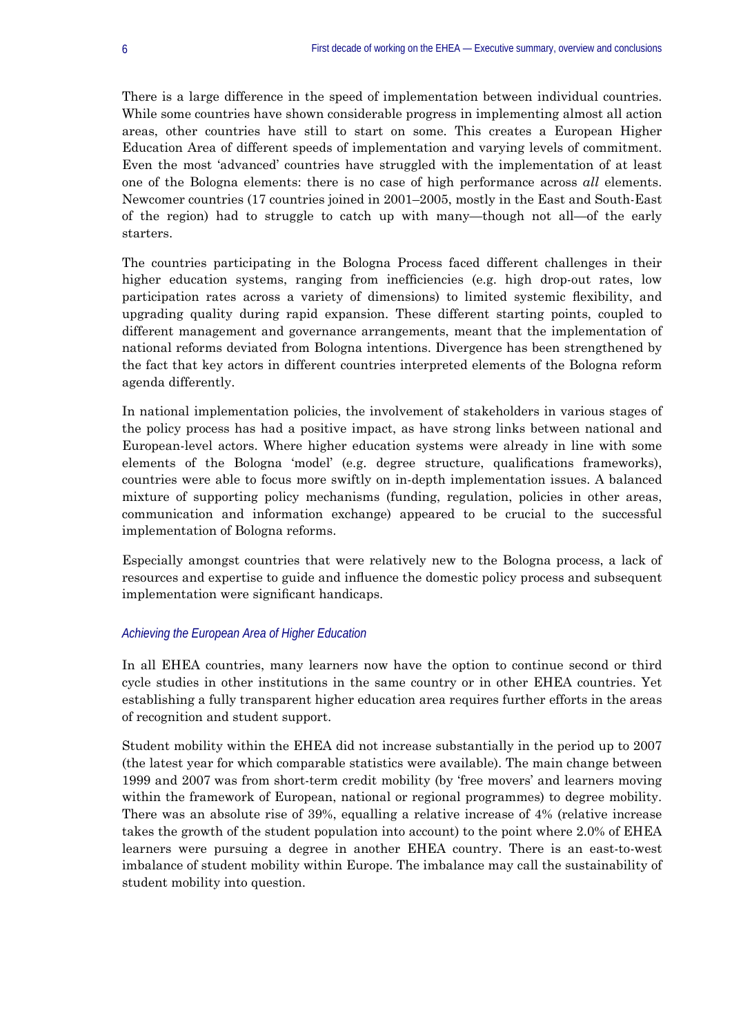There is a large difference in the speed of implementation between individual countries. While some countries have shown considerable progress in implementing almost all action areas, other countries have still to start on some. This creates a European Higher Education Area of different speeds of implementation and varying levels of commitment. Even the most 'advanced' countries have struggled with the implementation of at least one of the Bologna elements: there is no case of high performance across *all* elements. Newcomer countries (17 countries joined in 2001–2005, mostly in the East and South-East of the region) had to struggle to catch up with many—though not all—of the early starters.

The countries participating in the Bologna Process faced different challenges in their higher education systems, ranging from inefficiencies (e.g. high drop-out rates, low participation rates across a variety of dimensions) to limited systemic flexibility, and upgrading quality during rapid expansion. These different starting points, coupled to different management and governance arrangements, meant that the implementation of national reforms deviated from Bologna intentions. Divergence has been strengthened by the fact that key actors in different countries interpreted elements of the Bologna reform agenda differently.

In national implementation policies, the involvement of stakeholders in various stages of the policy process has had a positive impact, as have strong links between national and European-level actors. Where higher education systems were already in line with some elements of the Bologna 'model' (e.g. degree structure, qualifications frameworks), countries were able to focus more swiftly on in-depth implementation issues. A balanced mixture of supporting policy mechanisms (funding, regulation, policies in other areas, communication and information exchange) appeared to be crucial to the successful implementation of Bologna reforms.

Especially amongst countries that were relatively new to the Bologna process, a lack of resources and expertise to guide and influence the domestic policy process and subsequent implementation were significant handicaps.

### *Achieving the European Area of Higher Education*

In all EHEA countries, many learners now have the option to continue second or third cycle studies in other institutions in the same country or in other EHEA countries. Yet establishing a fully transparent higher education area requires further efforts in the areas of recognition and student support.

Student mobility within the EHEA did not increase substantially in the period up to 2007 (the latest year for which comparable statistics were available). The main change between 1999 and 2007 was from short-term credit mobility (by 'free movers' and learners moving within the framework of European, national or regional programmes) to degree mobility. There was an absolute rise of 39%, equalling a relative increase of 4% (relative increase takes the growth of the student population into account) to the point where 2.0% of EHEA learners were pursuing a degree in another EHEA country. There is an east-to-west imbalance of student mobility within Europe. The imbalance may call the sustainability of student mobility into question.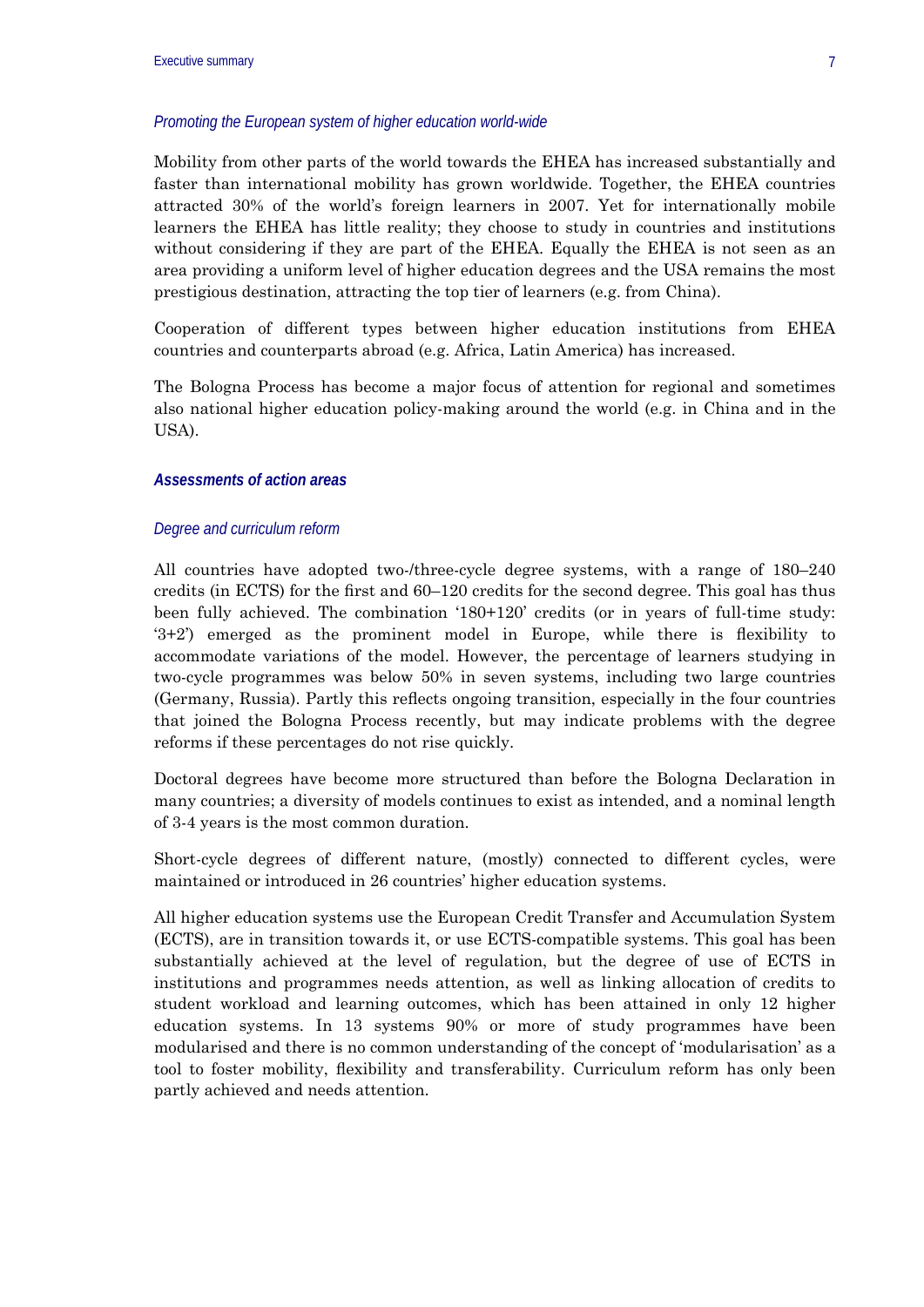### *Promoting the European system of higher education world-wide*

Mobility from other parts of the world towards the EHEA has increased substantially and faster than international mobility has grown worldwide. Together, the EHEA countries attracted 30% of the world's foreign learners in 2007. Yet for internationally mobile learners the EHEA has little reality; they choose to study in countries and institutions without considering if they are part of the EHEA. Equally the EHEA is not seen as an area providing a uniform level of higher education degrees and the USA remains the most prestigious destination, attracting the top tier of learners (e.g. from China).

Cooperation of different types between higher education institutions from EHEA countries and counterparts abroad (e.g. Africa, Latin America) has increased.

The Bologna Process has become a major focus of attention for regional and sometimes also national higher education policy-making around the world (e.g. in China and in the USA).

## ***Assessments of action areas***

### *Degree and curriculum reform*

All countries have adopted two-/three-cycle degree systems, with a range of 180–240 credits (in ECTS) for the first and 60–120 credits for the second degree. This goal has thus been fully achieved. The combination '180+120' credits (or in years of full-time study: '3+2') emerged as the prominent model in Europe, while there is flexibility to accommodate variations of the model. However, the percentage of learners studying in two-cycle programmes was below 50% in seven systems, including two large countries (Germany, Russia). Partly this reflects ongoing transition, especially in the four countries that joined the Bologna Process recently, but may indicate problems with the degree reforms if these percentages do not rise quickly.

Doctoral degrees have become more structured than before the Bologna Declaration in many countries; a diversity of models continues to exist as intended, and a nominal length of 3-4 years is the most common duration.

Short-cycle degrees of different nature, (mostly) connected to different cycles, were maintained or introduced in 26 countries' higher education systems.

All higher education systems use the European Credit Transfer and Accumulation System (ECTS), are in transition towards it, or use ECTS-compatible systems. This goal has been substantially achieved at the level of regulation, but the degree of use of ECTS in institutions and programmes needs attention, as well as linking allocation of credits to student workload and learning outcomes, which has been attained in only 12 higher education systems. In 13 systems 90% or more of study programmes have been modularised and there is no common understanding of the concept of 'modularisation' as a tool to foster mobility, flexibility and transferability. Curriculum reform has only been partly achieved and needs attention.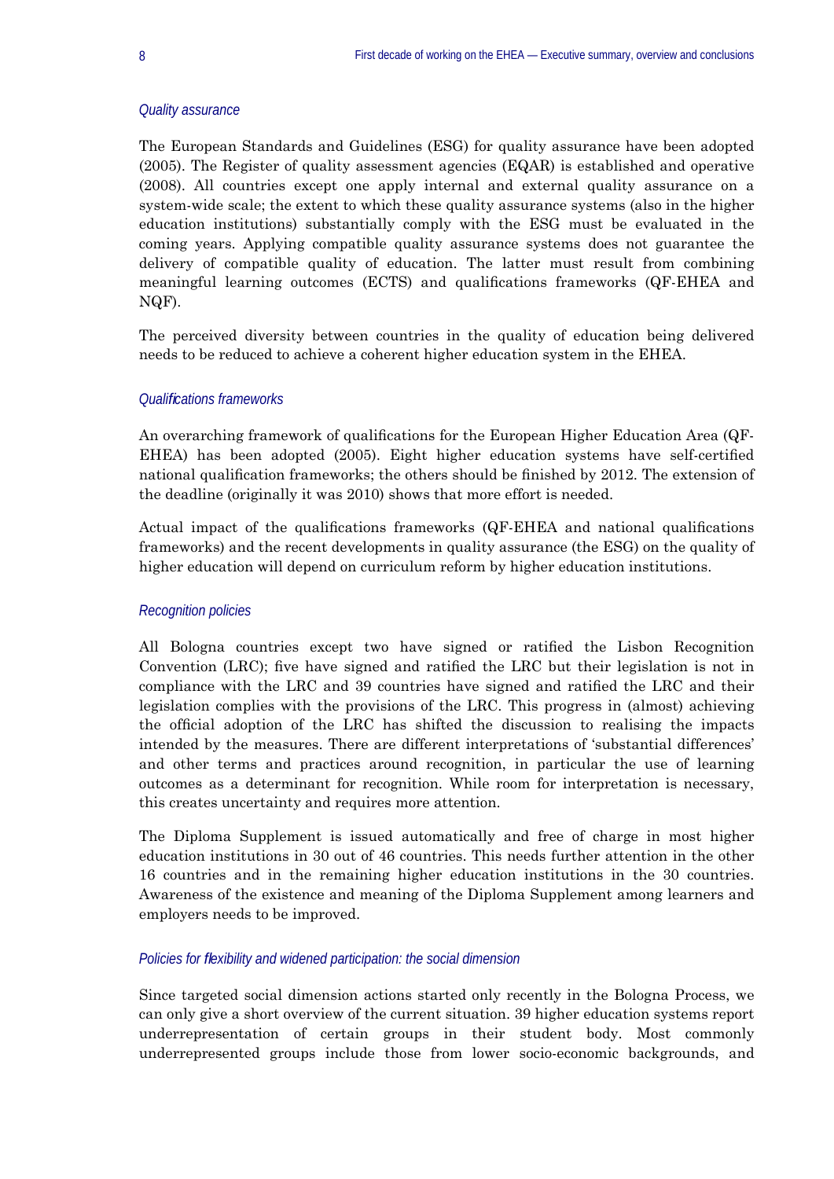*Quality assurance*

The European Standards and Guidelines (ESG) for quality assurance have been adopted (2005). The Register of quality assessment agencies (EQAR) is established and operative (2008). All countries except one apply internal and external quality assurance on a system-wide scale; the extent to which these quality assurance systems (also in the higher education institutions) substantially comply with the ESG must be evaluated in the coming years. Applying compatible quality assurance systems does not guarantee the delivery of compatible quality of education. The latter must result from combining meaningful learning outcomes (ECTS) and qualifications frameworks (QF-EHEA and NQF).

The perceived diversity between countries in the quality of education being delivered needs to be reduced to achieve a coherent higher education system in the EHEA.

*Qualifications frameworks*

An overarching framework of qualifications for the European Higher Education Area (QF-EHEA) has been adopted (2005). Eight higher education systems have self-certified national qualification frameworks; the others should be finished by 2012. The extension of the deadline (originally it was 2010) shows that more effort is needed.

Actual impact of the qualifications frameworks (QF-EHEA and national qualifications frameworks) and the recent developments in quality assurance (the ESG) on the quality of higher education will depend on curriculum reform by higher education institutions.

*Recognition policies*

All Bologna countries except two have signed or ratified the Lisbon Recognition Convention (LRC); five have signed and ratified the LRC but their legislation is not in compliance with the LRC and 39 countries have signed and ratified the LRC and their legislation complies with the provisions of the LRC. This progress in (almost) achieving the official adoption of the LRC has shifted the discussion to realising the impacts intended by the measures. There are different interpretations of 'substantial differences' and other terms and practices around recognition, in particular the use of learning outcomes as a determinant for recognition. While room for interpretation is necessary, this creates uncertainty and requires more attention.

The Diploma Supplement is issued automatically and free of charge in most higher education institutions in 30 out of 46 countries. This needs further attention in the other 16 countries and in the remaining higher education institutions in the 30 countries. Awareness of the existence and meaning of the Diploma Supplement among learners and employers needs to be improved.

*Policies for flexibility and widened participation: the social dimension*

Since targeted social dimension actions started only recently in the Bologna Process, we can only give a short overview of the current situation. 39 higher education systems report underrepresentation of certain groups in their student body. Most commonly underrepresented groups include those from lower socio-economic backgrounds, and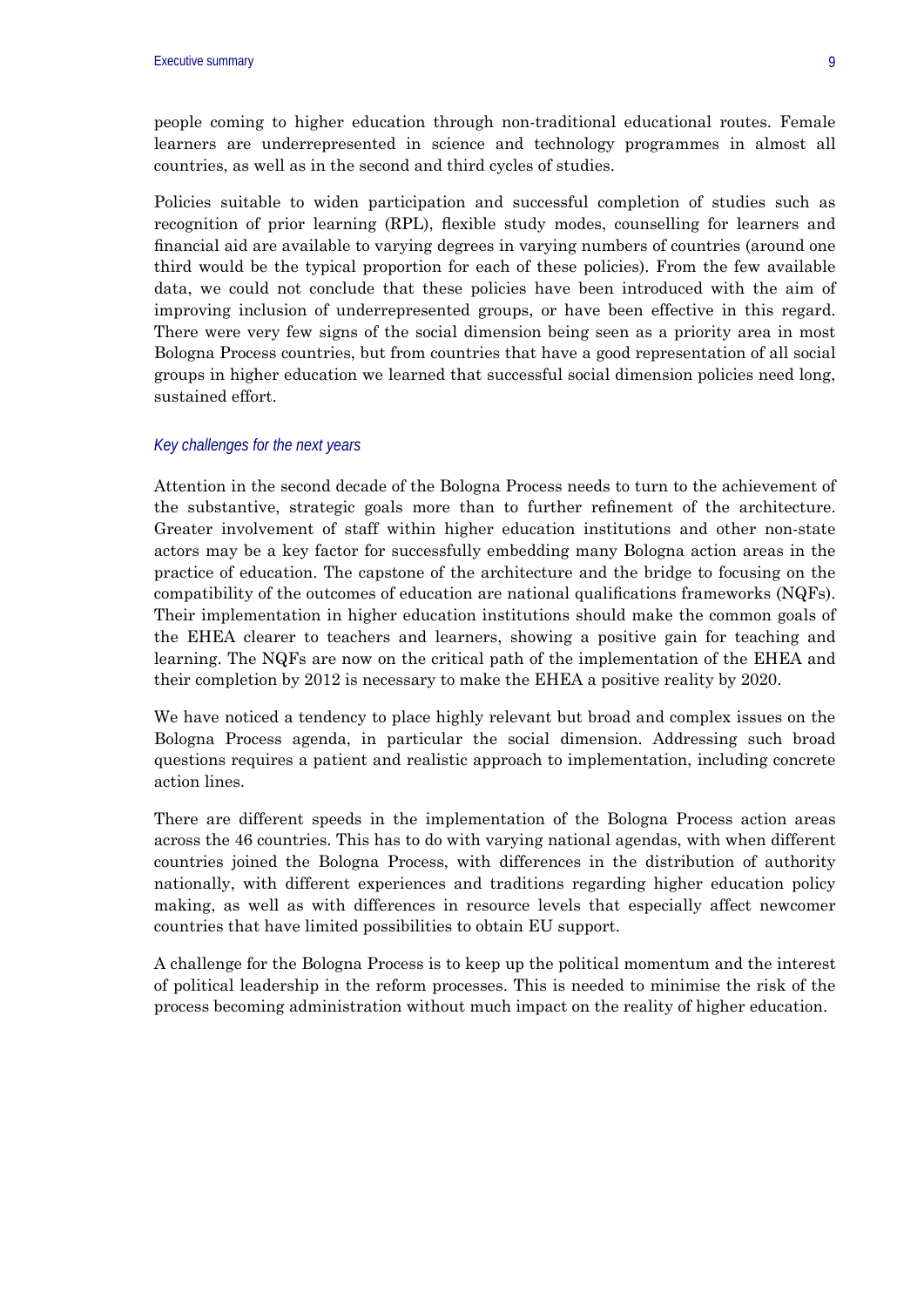people coming to higher education through non-traditional educational routes. Female learners are underrepresented in science and technology programmes in almost all countries, as well as in the second and third cycles of studies.

Policies suitable to widen participation and successful completion of studies such as recognition of prior learning (RPL), flexible study modes, counselling for learners and financial aid are available to varying degrees in varying numbers of countries (around one third would be the typical proportion for each of these policies). From the few available data, we could not conclude that these policies have been introduced with the aim of improving inclusion of underrepresented groups, or have been effective in this regard. There were very few signs of the social dimension being seen as a priority area in most Bologna Process countries, but from countries that have a good representation of all social groups in higher education we learned that successful social dimension policies need long, sustained effort.

### *Key challenges for the next years*

Attention in the second decade of the Bologna Process needs to turn to the achievement of the substantive, strategic goals more than to further refinement of the architecture. Greater involvement of staff within higher education institutions and other non-state actors may be a key factor for successfully embedding many Bologna action areas in the practice of education. The capstone of the architecture and the bridge to focusing on the compatibility of the outcomes of education are national qualifications frameworks (NQFs). Their implementation in higher education institutions should make the common goals of the EHEA clearer to teachers and learners, showing a positive gain for teaching and learning. The NQFs are now on the critical path of the implementation of the EHEA and their completion by 2012 is necessary to make the EHEA a positive reality by 2020.

We have noticed a tendency to place highly relevant but broad and complex issues on the Bologna Process agenda, in particular the social dimension. Addressing such broad questions requires a patient and realistic approach to implementation, including concrete action lines.

There are different speeds in the implementation of the Bologna Process action areas across the 46 countries. This has to do with varying national agendas, with when different countries joined the Bologna Process, with differences in the distribution of authority nationally, with different experiences and traditions regarding higher education policy making, as well as with differences in resource levels that especially affect newcomer countries that have limited possibilities to obtain EU support.

A challenge for the Bologna Process is to keep up the political momentum and the interest of political leadership in the reform processes. This is needed to minimise the risk of the process becoming administration without much impact on the reality of higher education.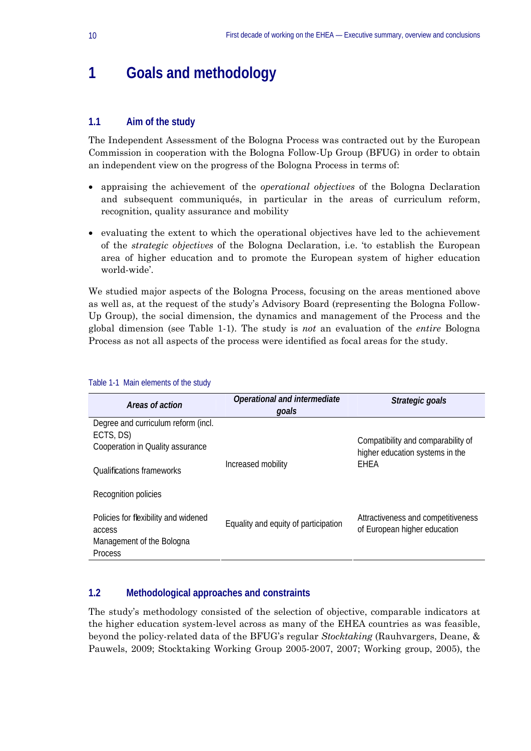# 1 Goals and methodology

## 1.1 Aim of the study

The Independent Assessment of the Bologna Process was contracted out by the European Commission in cooperation with the Bologna Follow-Up Group (BFUG) in order to obtain an independent view on the progress of the Bologna Process in terms of:

- appraising the achievement of the *operational objectives* of the Bologna Declaration and subsequent communiqués, in particular in the areas of curriculum reform, recognition, quality assurance and mobility
- evaluating the extent to which the operational objectives have led to the achievement of the *strategic objectives* of the Bologna Declaration, i.e. 'to establish the European area of higher education and to promote the European system of higher education world-wide'.

We studied major aspects of the Bologna Process, focusing on the areas mentioned above as well as, at the request of the study's Advisory Board (representing the Bologna Follow-Up Group), the social dimension, the dynamics and management of the Process and the global dimension (see Table 1-1). The study is *not* an evaluation of the *entire* Bologna Process as not all aspects of the process were identified as focal areas for the study.

Table 1-1 Main elements of the study

| *Areas of action* | *Operational and intermediate goals* | *Strategic goals* |
|---|---|---|
| Degree and curriculum reform (incl. ECTS, DS)<br>Cooperation in Quality assurance<br>Qualifications frameworks<br>Recognition policies | Increased mobility | Compatibility and comparability of higher education systems in the EHEA |
| Policies for flexibility and widened access<br>Management of the Bologna Process | Equality and equity of participation | Attractiveness and competitiveness of European higher education |

## 1.2 Methodological approaches and constraints

The study's methodology consisted of the selection of objective, comparable indicators at the higher education system-level across as many of the EHEA countries as was feasible, beyond the policy-related data of the BFUG's regular *Stocktaking* (Rauhvargers, Deane, & Pauwels, 2009; Stocktaking Working Group 2005-2007, 2007; Working group, 2005), the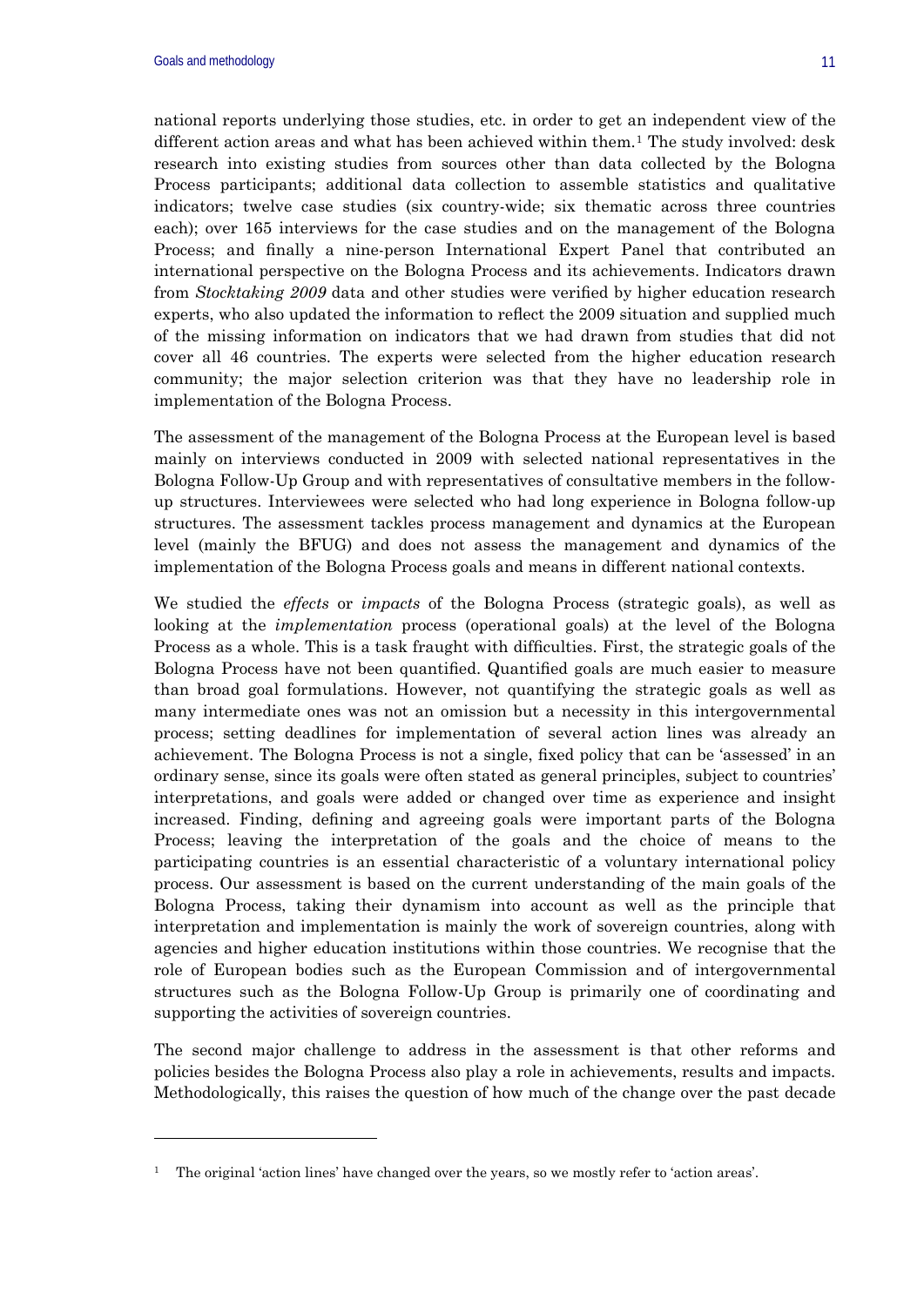national reports underlying those studies, etc. in order to get an independent view of the different action areas and what has been achieved within them.[1] The study involved: desk research into existing studies from sources other than data collected by the Bologna Process participants; additional data collection to assemble statistics and qualitative indicators; twelve case studies (six country-wide; six thematic across three countries each); over 165 interviews for the case studies and on the management of the Bologna Process; and finally a nine-person International Expert Panel that contributed an international perspective on the Bologna Process and its achievements. Indicators drawn from *Stocktaking 2009* data and other studies were verified by higher education research experts, who also updated the information to reflect the 2009 situation and supplied much of the missing information on indicators that we had drawn from studies that did not cover all 46 countries. The experts were selected from the higher education research community; the major selection criterion was that they have no leadership role in implementation of the Bologna Process.

The assessment of the management of the Bologna Process at the European level is based mainly on interviews conducted in 2009 with selected national representatives in the Bologna Follow-Up Group and with representatives of consultative members in the follow-up structures. Interviewees were selected who had long experience in Bologna follow-up structures. The assessment tackles process management and dynamics at the European level (mainly the BFUG) and does not assess the management and dynamics of the implementation of the Bologna Process goals and means in different national contexts.

We studied the *effects* or *impacts* of the Bologna Process (strategic goals), as well as looking at the *implementation* process (operational goals) at the level of the Bologna Process as a whole. This is a task fraught with difficulties. First, the strategic goals of the Bologna Process have not been quantified. Quantified goals are much easier to measure than broad goal formulations. However, not quantifying the strategic goals as well as many intermediate ones was not an omission but a necessity in this intergovernmental process; setting deadlines for implementation of several action lines was already an achievement. The Bologna Process is not a single, fixed policy that can be 'assessed' in an ordinary sense, since its goals were often stated as general principles, subject to countries' interpretations, and goals were added or changed over time as experience and insight increased. Finding, defining and agreeing goals were important parts of the Bologna Process; leaving the interpretation of the goals and the choice of means to the participating countries is an essential characteristic of a voluntary international policy process. Our assessment is based on the current understanding of the main goals of the Bologna Process, taking their dynamism into account as well as the principle that interpretation and implementation is mainly the work of sovereign countries, along with agencies and higher education institutions within those countries. We recognise that the role of European bodies such as the European Commission and of intergovernmental structures such as the Bologna Follow-Up Group is primarily one of coordinating and supporting the activities of sovereign countries.

The second major challenge to address in the assessment is that other reforms and policies besides the Bologna Process also play a role in achievements, results and impacts. Methodologically, this raises the question of how much of the change over the past decade

[1] The original 'action lines' have changed over the years, so we mostly refer to 'action areas'.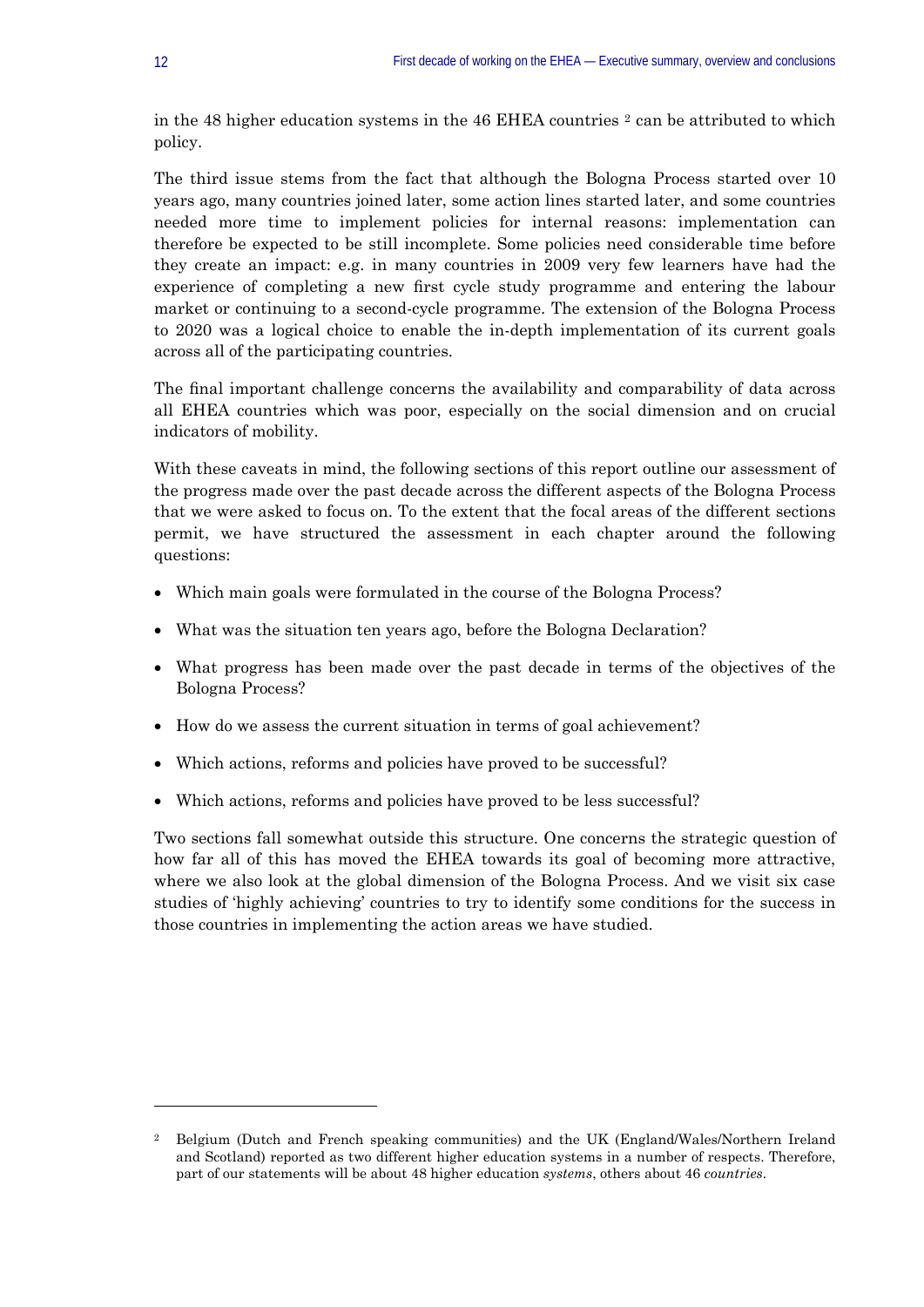in the 48 higher education systems in the 46 EHEA countries [2] can be attributed to which policy.

The third issue stems from the fact that although the Bologna Process started over 10 years ago, many countries joined later, some action lines started later, and some countries needed more time to implement policies for internal reasons: implementation can therefore be expected to be still incomplete. Some policies need considerable time before they create an impact: e.g. in many countries in 2009 very few learners have had the experience of completing a new first cycle study programme and entering the labour market or continuing to a second-cycle programme. The extension of the Bologna Process to 2020 was a logical choice to enable the in-depth implementation of its current goals across all of the participating countries.

The final important challenge concerns the availability and comparability of data across all EHEA countries which was poor, especially on the social dimension and on crucial indicators of mobility.

With these caveats in mind, the following sections of this report outline our assessment of the progress made over the past decade across the different aspects of the Bologna Process that we were asked to focus on. To the extent that the focal areas of the different sections permit, we have structured the assessment in each chapter around the following questions:

- Which main goals were formulated in the course of the Bologna Process?
- What was the situation ten years ago, before the Bologna Declaration?
- What progress has been made over the past decade in terms of the objectives of the Bologna Process?
- How do we assess the current situation in terms of goal achievement?
- Which actions, reforms and policies have proved to be successful?
- Which actions, reforms and policies have proved to be less successful?

Two sections fall somewhat outside this structure. One concerns the strategic question of how far all of this has moved the EHEA towards its goal of becoming more attractive, where we also look at the global dimension of the Bologna Process. And we visit six case studies of 'highly achieving' countries to try to identify some conditions for the success in those countries in implementing the action areas we have studied.

[2] Belgium (Dutch and French speaking communities) and the UK (England/Wales/Northern Ireland and Scotland) reported as two different higher education systems in a number of respects. Therefore, part of our statements will be about 48 higher education *systems*, others about 46 *countries*.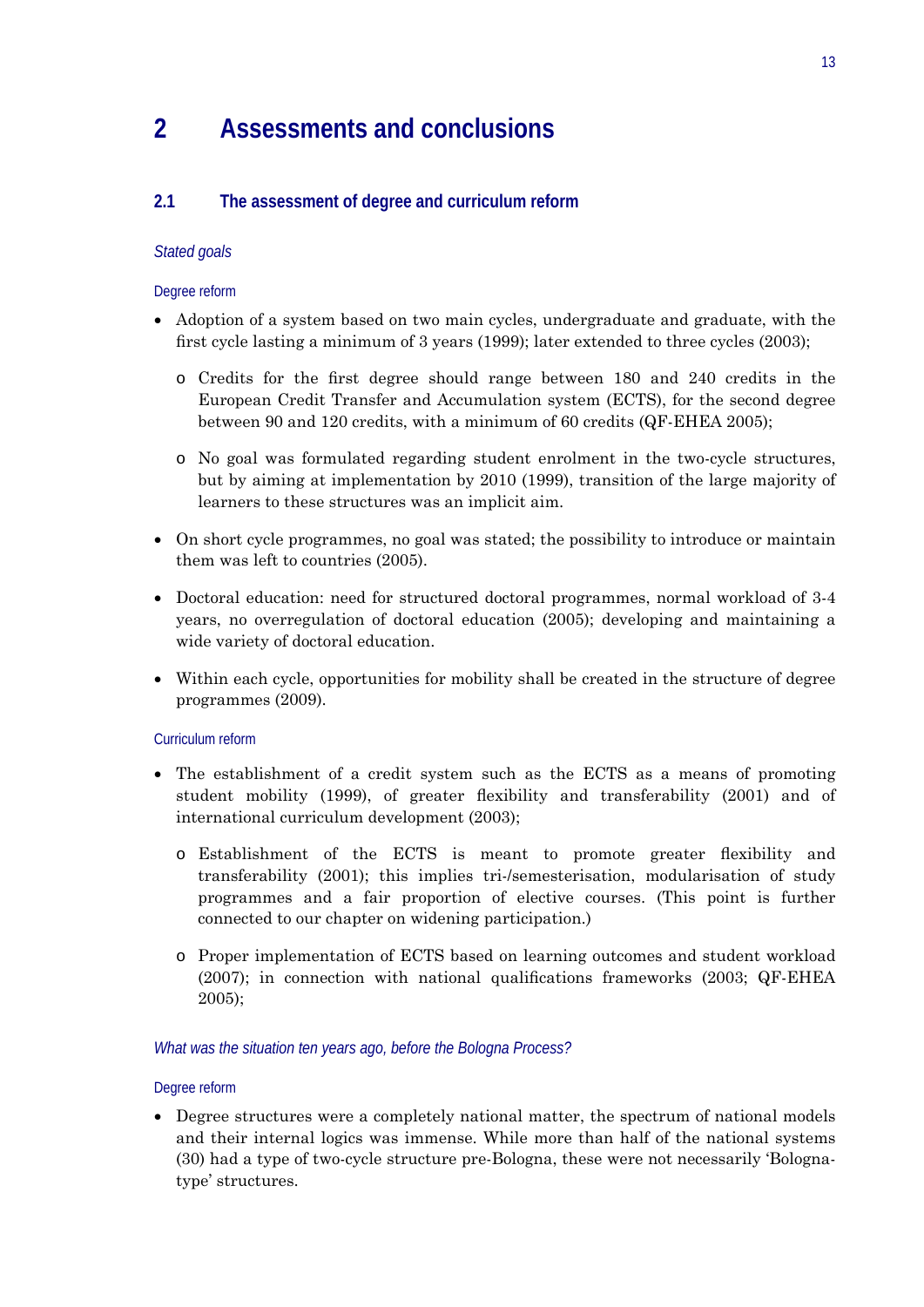# 2 Assessments and conclusions

## 2.1 The assessment of degree and curriculum reform

### *Stated goals*

#### Degree reform

- Adoption of a system based on two main cycles, undergraduate and graduate, with the first cycle lasting a minimum of 3 years (1999); later extended to three cycles (2003);
  - Credits for the first degree should range between 180 and 240 credits in the European Credit Transfer and Accumulation system (ECTS), for the second degree between 90 and 120 credits, with a minimum of 60 credits (QF-EHEA 2005);
  - No goal was formulated regarding student enrolment in the two-cycle structures, but by aiming at implementation by 2010 (1999), transition of the large majority of learners to these structures was an implicit aim.
- On short cycle programmes, no goal was stated; the possibility to introduce or maintain them was left to countries (2005).
- Doctoral education: need for structured doctoral programmes, normal workload of 3-4 years, no overregulation of doctoral education (2005); developing and maintaining a wide variety of doctoral education.
- Within each cycle, opportunities for mobility shall be created in the structure of degree programmes (2009).

#### Curriculum reform

- The establishment of a credit system such as the ECTS as a means of promoting student mobility (1999), of greater flexibility and transferability (2001) and of international curriculum development (2003);
  - Establishment of the ECTS is meant to promote greater flexibility and transferability (2001); this implies tri-/semesterisation, modularisation of study programmes and a fair proportion of elective courses. (This point is further connected to our chapter on widening participation.)
  - Proper implementation of ECTS based on learning outcomes and student workload (2007); in connection with national qualifications frameworks (2003; QF-EHEA 2005);

### *What was the situation ten years ago, before the Bologna Process?*

#### Degree reform

- Degree structures were a completely national matter, the spectrum of national models and their internal logics was immense. While more than half of the national systems (30) had a type of two-cycle structure pre-Bologna, these were not necessarily 'Bologna-type' structures.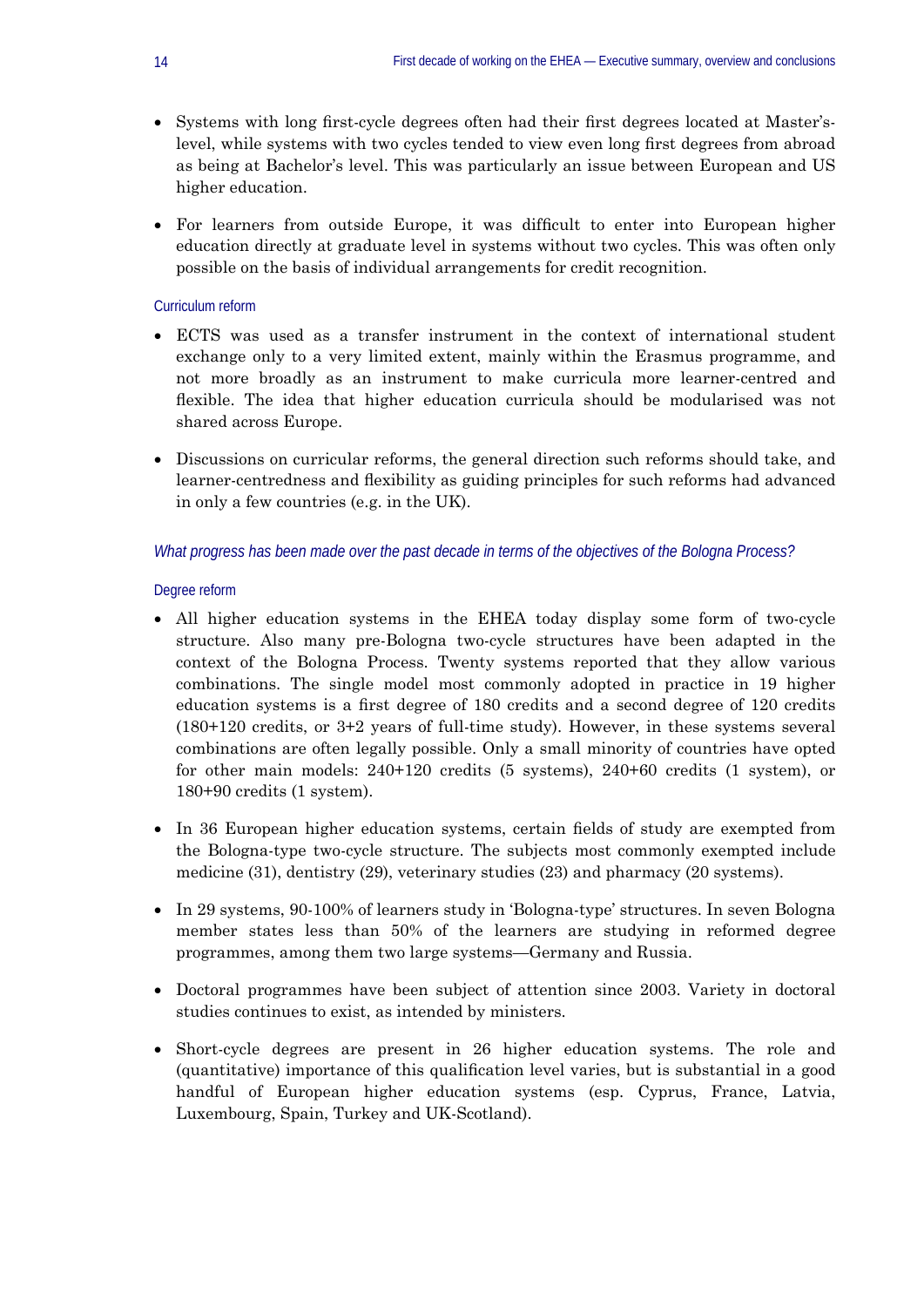- Systems with long first-cycle degrees often had their first degrees located at Master's-level, while systems with two cycles tended to view even long first degrees from abroad as being at Bachelor's level. This was particularly an issue between European and US higher education.
- For learners from outside Europe, it was difficult to enter into European higher education directly at graduate level in systems without two cycles. This was often only possible on the basis of individual arrangements for credit recognition.

### Curriculum reform

- ECTS was used as a transfer instrument in the context of international student exchange only to a very limited extent, mainly within the Erasmus programme, and not more broadly as an instrument to make curricula more learner-centred and flexible. The idea that higher education curricula should be modularised was not shared across Europe.
- Discussions on curricular reforms, the general direction such reforms should take, and learner-centredness and flexibility as guiding principles for such reforms had advanced in only a few countries (e.g. in the UK).

*What progress has been made over the past decade in terms of the objectives of the Bologna Process?*

### Degree reform

- All higher education systems in the EHEA today display some form of two-cycle structure. Also many pre-Bologna two-cycle structures have been adapted in the context of the Bologna Process. Twenty systems reported that they allow various combinations. The single model most commonly adopted in practice in 19 higher education systems is a first degree of 180 credits and a second degree of 120 credits (180+120 credits, or 3+2 years of full-time study). However, in these systems several combinations are often legally possible. Only a small minority of countries have opted for other main models: 240+120 credits (5 systems), 240+60 credits (1 system), or 180+90 credits (1 system).
- In 36 European higher education systems, certain fields of study are exempted from the Bologna-type two-cycle structure. The subjects most commonly exempted include medicine (31), dentistry (29), veterinary studies (23) and pharmacy (20 systems).
- In 29 systems, 90-100% of learners study in 'Bologna-type' structures. In seven Bologna member states less than 50% of the learners are studying in reformed degree programmes, among them two large systems—Germany and Russia.
- Doctoral programmes have been subject of attention since 2003. Variety in doctoral studies continues to exist, as intended by ministers.
- Short-cycle degrees are present in 26 higher education systems. The role and (quantitative) importance of this qualification level varies, but is substantial in a good handful of European higher education systems (esp. Cyprus, France, Latvia, Luxembourg, Spain, Turkey and UK-Scotland).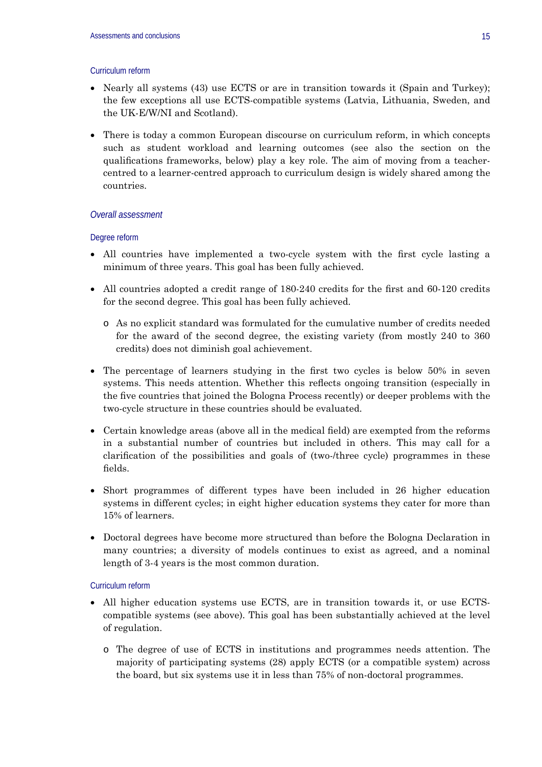### Curriculum reform

- Nearly all systems (43) use ECTS or are in transition towards it (Spain and Turkey); the few exceptions all use ECTS-compatible systems (Latvia, Lithuania, Sweden, and the UK-E/W/NI and Scotland).

- There is today a common European discourse on curriculum reform, in which concepts such as student workload and learning outcomes (see also the section on the qualifications frameworks, below) play a key role. The aim of moving from a teacher-centred to a learner-centred approach to curriculum design is widely shared among the countries.

## *Overall assessment*

### Degree reform

- All countries have implemented a two-cycle system with the first cycle lasting a minimum of three years. This goal has been fully achieved.

- All countries adopted a credit range of 180-240 credits for the first and 60-120 credits for the second degree. This goal has been fully achieved.
  - As no explicit standard was formulated for the cumulative number of credits needed for the award of the second degree, the existing variety (from mostly 240 to 360 credits) does not diminish goal achievement.

- The percentage of learners studying in the first two cycles is below 50% in seven systems. This needs attention. Whether this reflects ongoing transition (especially in the five countries that joined the Bologna Process recently) or deeper problems with the two-cycle structure in these countries should be evaluated.

- Certain knowledge areas (above all in the medical field) are exempted from the reforms in a substantial number of countries but included in others. This may call for a clarification of the possibilities and goals of (two-/three cycle) programmes in these fields.

- Short programmes of different types have been included in 26 higher education systems in different cycles; in eight higher education systems they cater for more than 15% of learners.

- Doctoral degrees have become more structured than before the Bologna Declaration in many countries; a diversity of models continues to exist as agreed, and a nominal length of 3-4 years is the most common duration.

### Curriculum reform

- All higher education systems use ECTS, are in transition towards it, or use ECTS-compatible systems (see above). This goal has been substantially achieved at the level of regulation.
  - The degree of use of ECTS in institutions and programmes needs attention. The majority of participating systems (28) apply ECTS (or a compatible system) across the board, but six systems use it in less than 75% of non-doctoral programmes.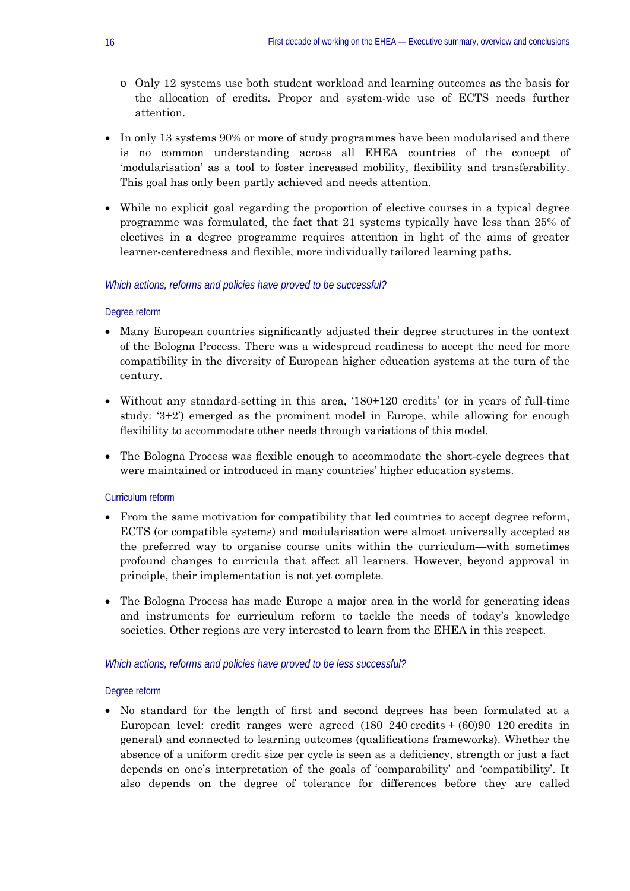- Only 12 systems use both student workload and learning outcomes as the basis for the allocation of credits. Proper and system-wide use of ECTS needs further attention.

- In only 13 systems 90% or more of study programmes have been modularised and there is no common understanding across all EHEA countries of the concept of 'modularisation' as a tool to foster increased mobility, flexibility and transferability. This goal has only been partly achieved and needs attention.

- While no explicit goal regarding the proportion of elective courses in a typical degree programme was formulated, the fact that 21 systems typically have less than 25% of electives in a degree programme requires attention in light of the aims of greater learner-centeredness and flexible, more individually tailored learning paths.

### *Which actions, reforms and policies have proved to be successful?*

#### Degree reform

- Many European countries significantly adjusted their degree structures in the context of the Bologna Process. There was a widespread readiness to accept the need for more compatibility in the diversity of European higher education systems at the turn of the century.

- Without any standard-setting in this area, '180+120 credits' (or in years of full-time study: '3+2') emerged as the prominent model in Europe, while allowing for enough flexibility to accommodate other needs through variations of this model.

- The Bologna Process was flexible enough to accommodate the short-cycle degrees that were maintained or introduced in many countries' higher education systems.

#### Curriculum reform

- From the same motivation for compatibility that led countries to accept degree reform, ECTS (or compatible systems) and modularisation were almost universally accepted as the preferred way to organise course units within the curriculum—with sometimes profound changes to curricula that affect all learners. However, beyond approval in principle, their implementation is not yet complete.

- The Bologna Process has made Europe a major area in the world for generating ideas and instruments for curriculum reform to tackle the needs of today's knowledge societies. Other regions are very interested to learn from the EHEA in this respect.

### *Which actions, reforms and policies have proved to be less successful?*

#### Degree reform

- No standard for the length of first and second degrees has been formulated at a European level: credit ranges were agreed (180–240 credits + (60)90–120 credits in general) and connected to learning outcomes (qualifications frameworks). Whether the absence of a uniform credit size per cycle is seen as a deficiency, strength or just a fact depends on one's interpretation of the goals of 'comparability' and 'compatibility'. It also depends on the degree of tolerance for differences before they are called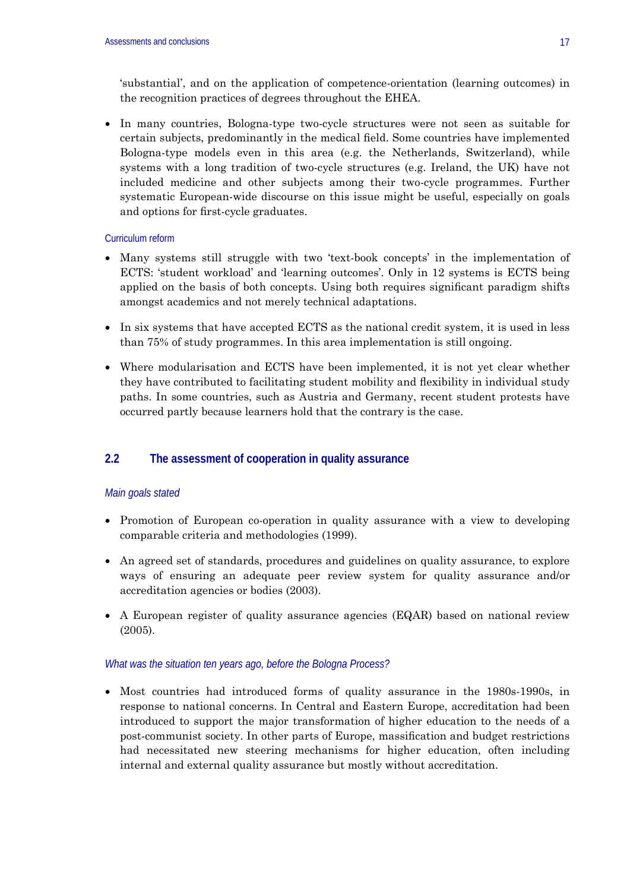'substantial', and on the application of competence-orientation (learning outcomes) in the recognition practices of degrees throughout the EHEA.

- In many countries, Bologna-type two-cycle structures were not seen as suitable for certain subjects, predominantly in the medical field. Some countries have implemented Bologna-type models even in this area (e.g. the Netherlands, Switzerland), while systems with a long tradition of two-cycle structures (e.g. Ireland, the UK) have not included medicine and other subjects among their two-cycle programmes. Further systematic European-wide discourse on this issue might be useful, especially on goals and options for first-cycle graduates.

#### Curriculum reform

- Many systems still struggle with two 'text-book concepts' in the implementation of ECTS: 'student workload' and 'learning outcomes'. Only in 12 systems is ECTS being applied on the basis of both concepts. Using both requires significant paradigm shifts amongst academics and not merely technical adaptations.

- In six systems that have accepted ECTS as the national credit system, it is used in less than 75% of study programmes. In this area implementation is still ongoing.

- Where modularisation and ECTS have been implemented, it is not yet clear whether they have contributed to facilitating student mobility and flexibility in individual study paths. In some countries, such as Austria and Germany, recent student protests have occurred partly because learners hold that the contrary is the case.

## 2.2 The assessment of cooperation in quality assurance

#### *Main goals stated*

- Promotion of European co-operation in quality assurance with a view to developing comparable criteria and methodologies (1999).

- An agreed set of standards, procedures and guidelines on quality assurance, to explore ways of ensuring an adequate peer review system for quality assurance and/or accreditation agencies or bodies (2003).

- A European register of quality assurance agencies (EQAR) based on national review (2005).

#### *What was the situation ten years ago, before the Bologna Process?*

- Most countries had introduced forms of quality assurance in the 1980s-1990s, in response to national concerns. In Central and Eastern Europe, accreditation had been introduced to support the major transformation of higher education to the needs of a post-communist society. In other parts of Europe, massification and budget restrictions had necessitated new steering mechanisms for higher education, often including internal and external quality assurance but mostly without accreditation.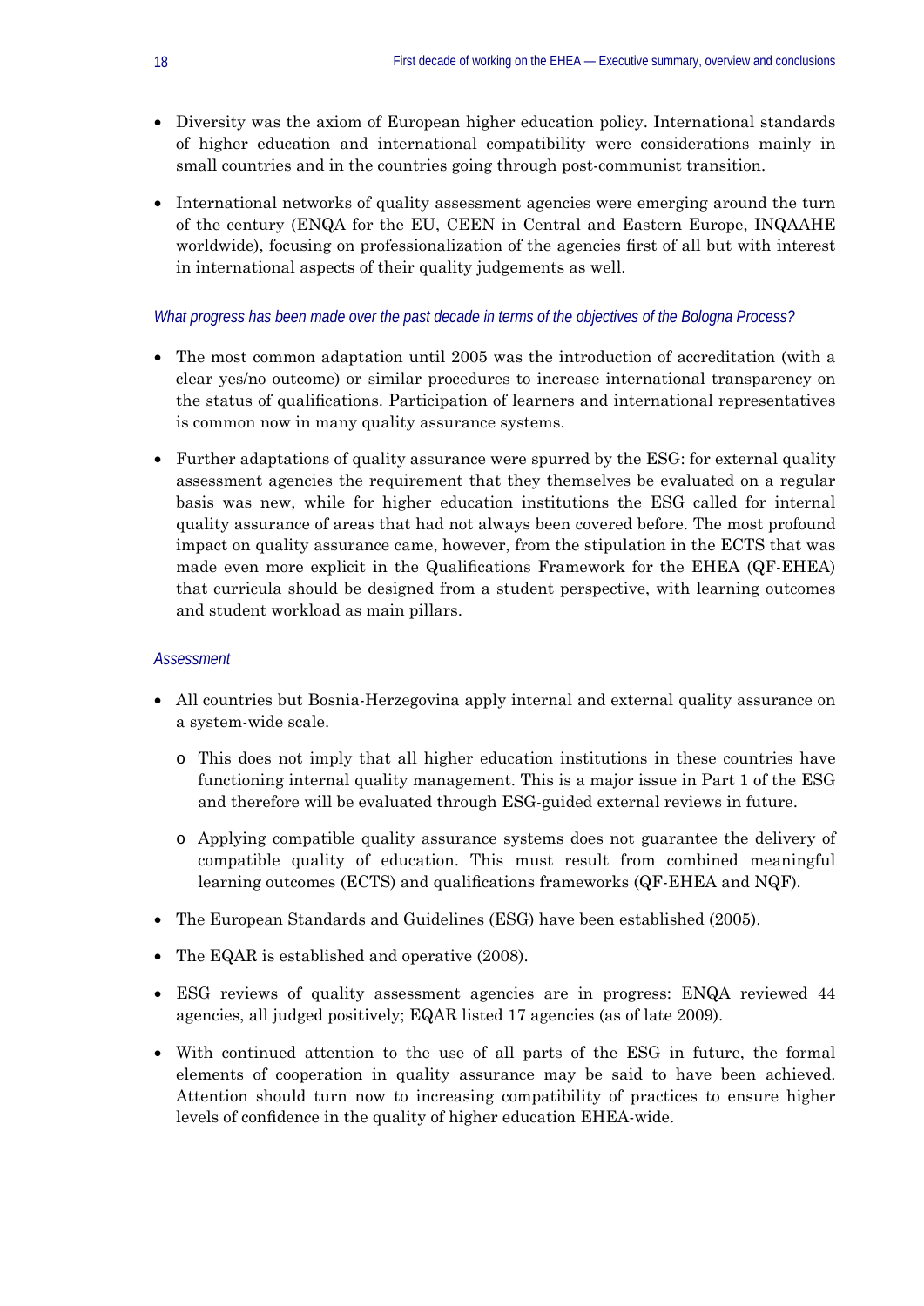- Diversity was the axiom of European higher education policy. International standards of higher education and international compatibility were considerations mainly in small countries and in the countries going through post-communist transition.

- International networks of quality assessment agencies were emerging around the turn of the century (ENQA for the EU, CEEN in Central and Eastern Europe, INQAAHE worldwide), focusing on professionalization of the agencies first of all but with interest in international aspects of their quality judgements as well.

*What progress has been made over the past decade in terms of the objectives of the Bologna Process?*

- The most common adaptation until 2005 was the introduction of accreditation (with a clear yes/no outcome) or similar procedures to increase international transparency on the status of qualifications. Participation of learners and international representatives is common now in many quality assurance systems.

- Further adaptations of quality assurance were spurred by the ESG: for external quality assessment agencies the requirement that they themselves be evaluated on a regular basis was new, while for higher education institutions the ESG called for internal quality assurance of areas that had not always been covered before. The most profound impact on quality assurance came, however, from the stipulation in the ECTS that was made even more explicit in the Qualifications Framework for the EHEA (QF-EHEA) that curricula should be designed from a student perspective, with learning outcomes and student workload as main pillars.

*Assessment*

- All countries but Bosnia-Herzegovina apply internal and external quality assurance on a system-wide scale.
  - This does not imply that all higher education institutions in these countries have functioning internal quality management. This is a major issue in Part 1 of the ESG and therefore will be evaluated through ESG-guided external reviews in future.
  - Applying compatible quality assurance systems does not guarantee the delivery of compatible quality of education. This must result from combined meaningful learning outcomes (ECTS) and qualifications frameworks (QF-EHEA and NQF).

- The European Standards and Guidelines (ESG) have been established (2005).

- The EQAR is established and operative (2008).

- ESG reviews of quality assessment agencies are in progress: ENQA reviewed 44 agencies, all judged positively; EQAR listed 17 agencies (as of late 2009).

- With continued attention to the use of all parts of the ESG in future, the formal elements of cooperation in quality assurance may be said to have been achieved. Attention should turn now to increasing compatibility of practices to ensure higher levels of confidence in the quality of higher education EHEA-wide.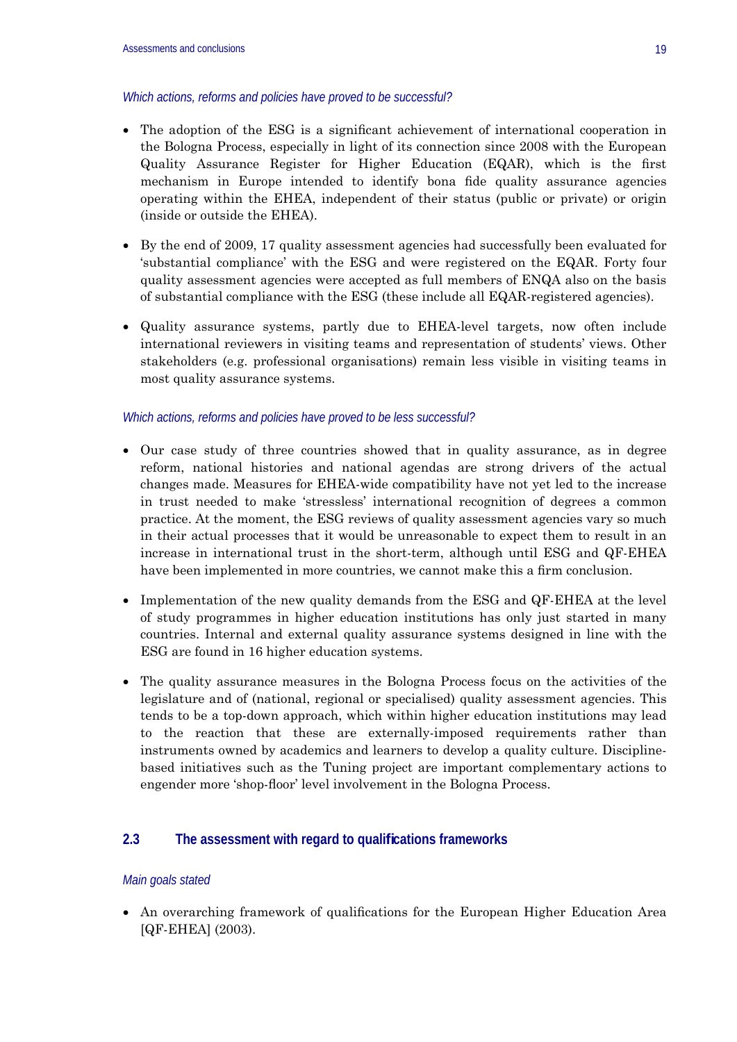*Which actions, reforms and policies have proved to be successful?*

- The adoption of the ESG is a significant achievement of international cooperation in the Bologna Process, especially in light of its connection since 2008 with the European Quality Assurance Register for Higher Education (EQAR), which is the first mechanism in Europe intended to identify bona fide quality assurance agencies operating within the EHEA, independent of their status (public or private) or origin (inside or outside the EHEA).

- By the end of 2009, 17 quality assessment agencies had successfully been evaluated for 'substantial compliance' with the ESG and were registered on the EQAR. Forty four quality assessment agencies were accepted as full members of ENQA also on the basis of substantial compliance with the ESG (these include all EQAR-registered agencies).

- Quality assurance systems, partly due to EHEA-level targets, now often include international reviewers in visiting teams and representation of students' views. Other stakeholders (e.g. professional organisations) remain less visible in visiting teams in most quality assurance systems.

*Which actions, reforms and policies have proved to be less successful?*

- Our case study of three countries showed that in quality assurance, as in degree reform, national histories and national agendas are strong drivers of the actual changes made. Measures for EHEA-wide compatibility have not yet led to the increase in trust needed to make 'stressless' international recognition of degrees a common practice. At the moment, the ESG reviews of quality assessment agencies vary so much in their actual processes that it would be unreasonable to expect them to result in an increase in international trust in the short-term, although until ESG and QF-EHEA have been implemented in more countries, we cannot make this a firm conclusion.

- Implementation of the new quality demands from the ESG and QF-EHEA at the level of study programmes in higher education institutions has only just started in many countries. Internal and external quality assurance systems designed in line with the ESG are found in 16 higher education systems.

- The quality assurance measures in the Bologna Process focus on the activities of the legislature and of (national, regional or specialised) quality assessment agencies. This tends to be a top-down approach, which within higher education institutions may lead to the reaction that these are externally-imposed requirements rather than instruments owned by academics and learners to develop a quality culture. Discipline-based initiatives such as the Tuning project are important complementary actions to engender more 'shop-floor' level involvement in the Bologna Process.

## 2.3 The assessment with regard to qualifications frameworks

*Main goals stated*

- An overarching framework of qualifications for the European Higher Education Area [QF-EHEA] (2003).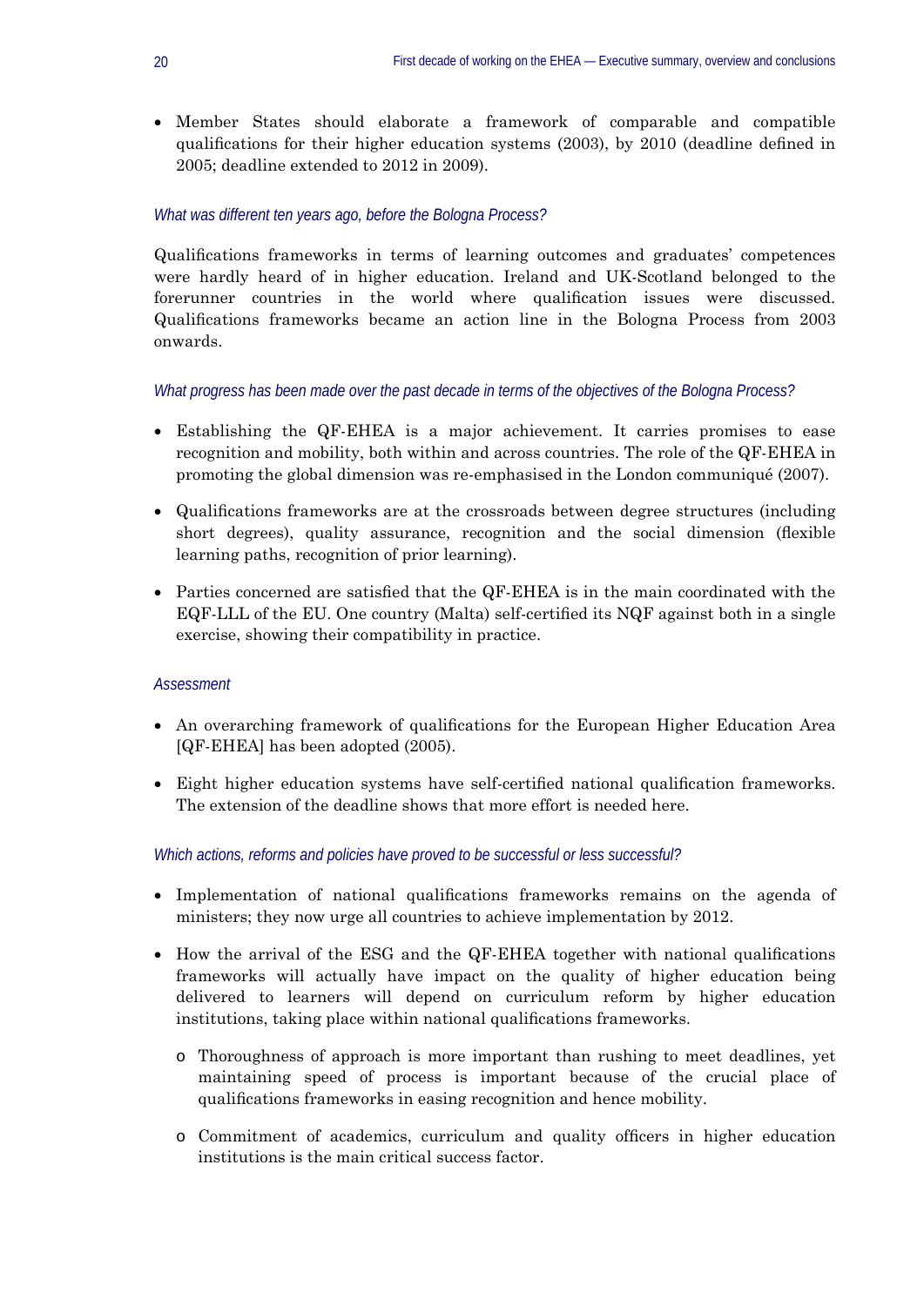- Member States should elaborate a framework of comparable and compatible qualifications for their higher education systems (2003), by 2010 (deadline defined in 2005; deadline extended to 2012 in 2009).

*What was different ten years ago, before the Bologna Process?*

Qualifications frameworks in terms of learning outcomes and graduates' competences were hardly heard of in higher education. Ireland and UK-Scotland belonged to the forerunner countries in the world where qualification issues were discussed. Qualifications frameworks became an action line in the Bologna Process from 2003 onwards.

*What progress has been made over the past decade in terms of the objectives of the Bologna Process?*

- Establishing the QF-EHEA is a major achievement. It carries promises to ease recognition and mobility, both within and across countries. The role of the QF-EHEA in promoting the global dimension was re-emphasised in the London communiqué (2007).
- Qualifications frameworks are at the crossroads between degree structures (including short degrees), quality assurance, recognition and the social dimension (flexible learning paths, recognition of prior learning).
- Parties concerned are satisfied that the QF-EHEA is in the main coordinated with the EQF-LLL of the EU. One country (Malta) self-certified its NQF against both in a single exercise, showing their compatibility in practice.

*Assessment*

- An overarching framework of qualifications for the European Higher Education Area [QF-EHEA] has been adopted (2005).
- Eight higher education systems have self-certified national qualification frameworks. The extension of the deadline shows that more effort is needed here.

*Which actions, reforms and policies have proved to be successful or less successful?*

- Implementation of national qualifications frameworks remains on the agenda of ministers; they now urge all countries to achieve implementation by 2012.
- How the arrival of the ESG and the QF-EHEA together with national qualifications frameworks will actually have impact on the quality of higher education being delivered to learners will depend on curriculum reform by higher education institutions, taking place within national qualifications frameworks.
  - Thoroughness of approach is more important than rushing to meet deadlines, yet maintaining speed of process is important because of the crucial place of qualifications frameworks in easing recognition and hence mobility.
  - Commitment of academics, curriculum and quality officers in higher education institutions is the main critical success factor.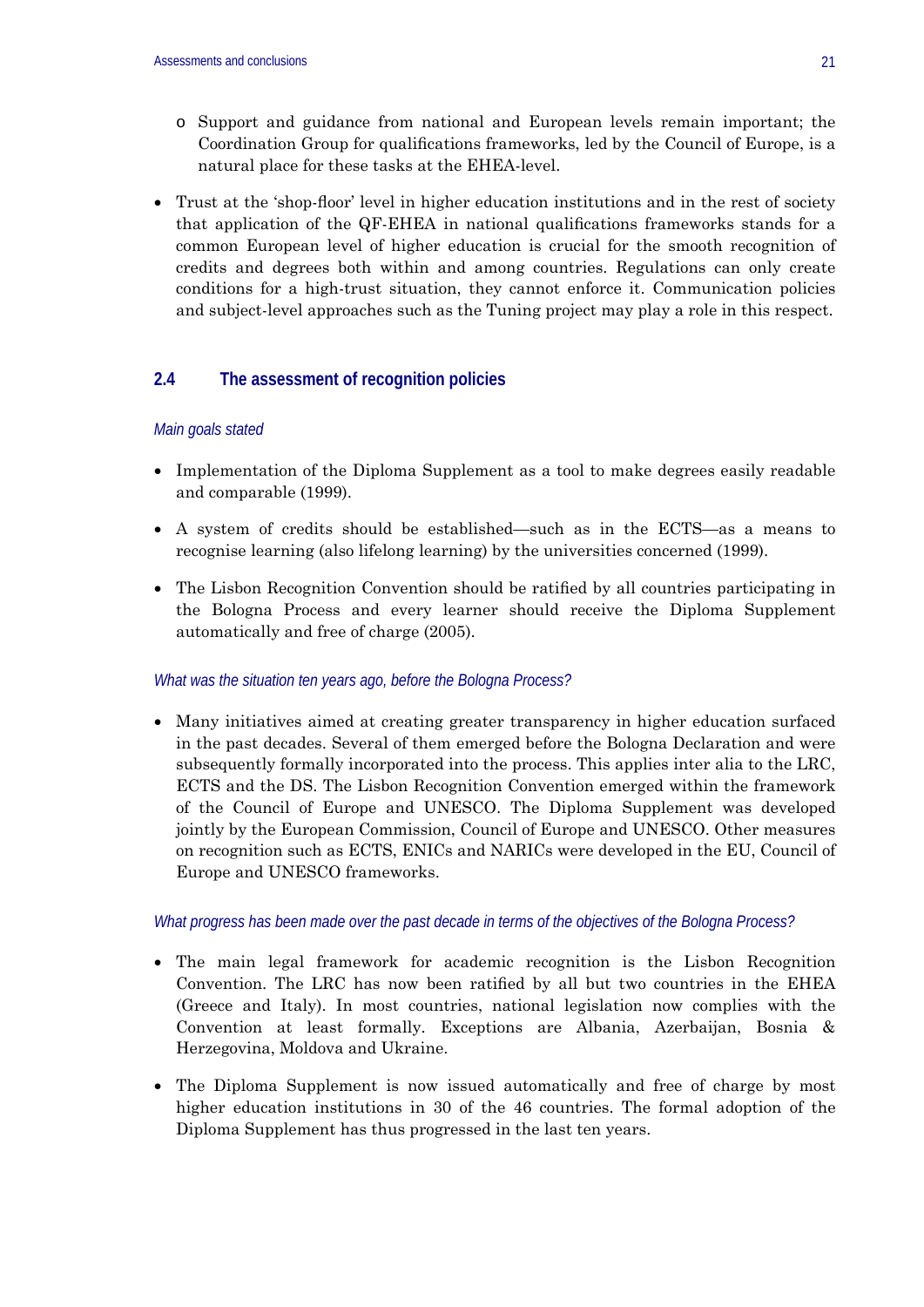- Support and guidance from national and European levels remain important; the Coordination Group for qualifications frameworks, led by the Council of Europe, is a natural place for these tasks at the EHEA-level.

- Trust at the 'shop-floor' level in higher education institutions and in the rest of society that application of the QF-EHEA in national qualifications frameworks stands for a common European level of higher education is crucial for the smooth recognition of credits and degrees both within and among countries. Regulations can only create conditions for a high-trust situation, they cannot enforce it. Communication policies and subject-level approaches such as the Tuning project may play a role in this respect.

## 2.4 The assessment of recognition policies

*Main goals stated*

- Implementation of the Diploma Supplement as a tool to make degrees easily readable and comparable (1999).

- A system of credits should be established—such as in the ECTS—as a means to recognise learning (also lifelong learning) by the universities concerned (1999).

- The Lisbon Recognition Convention should be ratified by all countries participating in the Bologna Process and every learner should receive the Diploma Supplement automatically and free of charge (2005).

*What was the situation ten years ago, before the Bologna Process?*

- Many initiatives aimed at creating greater transparency in higher education surfaced in the past decades. Several of them emerged before the Bologna Declaration and were subsequently formally incorporated into the process. This applies inter alia to the LRC, ECTS and the DS. The Lisbon Recognition Convention emerged within the framework of the Council of Europe and UNESCO. The Diploma Supplement was developed jointly by the European Commission, Council of Europe and UNESCO. Other measures on recognition such as ECTS, ENICs and NARICs were developed in the EU, Council of Europe and UNESCO frameworks.

*What progress has been made over the past decade in terms of the objectives of the Bologna Process?*

- The main legal framework for academic recognition is the Lisbon Recognition Convention. The LRC has now been ratified by all but two countries in the EHEA (Greece and Italy). In most countries, national legislation now complies with the Convention at least formally. Exceptions are Albania, Azerbaijan, Bosnia & Herzegovina, Moldova and Ukraine.

- The Diploma Supplement is now issued automatically and free of charge by most higher education institutions in 30 of the 46 countries. The formal adoption of the Diploma Supplement has thus progressed in the last ten years.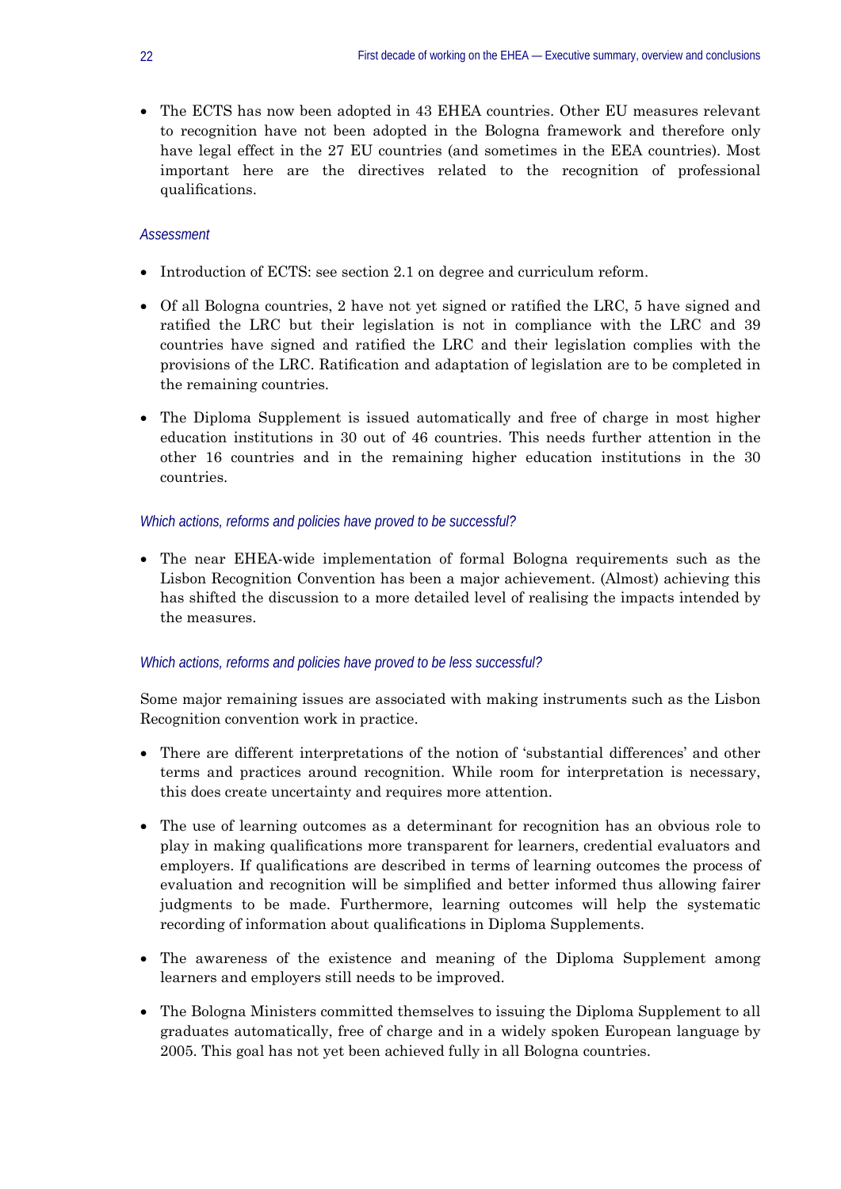- The ECTS has now been adopted in 43 EHEA countries. Other EU measures relevant to recognition have not been adopted in the Bologna framework and therefore only have legal effect in the 27 EU countries (and sometimes in the EEA countries). Most important here are the directives related to the recognition of professional qualifications.

*Assessment*

- Introduction of ECTS: see section 2.1 on degree and curriculum reform.
- Of all Bologna countries, 2 have not yet signed or ratified the LRC, 5 have signed and ratified the LRC but their legislation is not in compliance with the LRC and 39 countries have signed and ratified the LRC and their legislation complies with the provisions of the LRC. Ratification and adaptation of legislation are to be completed in the remaining countries.
- The Diploma Supplement is issued automatically and free of charge in most higher education institutions in 30 out of 46 countries. This needs further attention in the other 16 countries and in the remaining higher education institutions in the 30 countries.

*Which actions, reforms and policies have proved to be successful?*

- The near EHEA-wide implementation of formal Bologna requirements such as the Lisbon Recognition Convention has been a major achievement. (Almost) achieving this has shifted the discussion to a more detailed level of realising the impacts intended by the measures.

*Which actions, reforms and policies have proved to be less successful?*

Some major remaining issues are associated with making instruments such as the Lisbon Recognition convention work in practice.

- There are different interpretations of the notion of 'substantial differences' and other terms and practices around recognition. While room for interpretation is necessary, this does create uncertainty and requires more attention.
- The use of learning outcomes as a determinant for recognition has an obvious role to play in making qualifications more transparent for learners, credential evaluators and employers. If qualifications are described in terms of learning outcomes the process of evaluation and recognition will be simplified and better informed thus allowing fairer judgments to be made. Furthermore, learning outcomes will help the systematic recording of information about qualifications in Diploma Supplements.
- The awareness of the existence and meaning of the Diploma Supplement among learners and employers still needs to be improved.
- The Bologna Ministers committed themselves to issuing the Diploma Supplement to all graduates automatically, free of charge and in a widely spoken European language by 2005. This goal has not yet been achieved fully in all Bologna countries.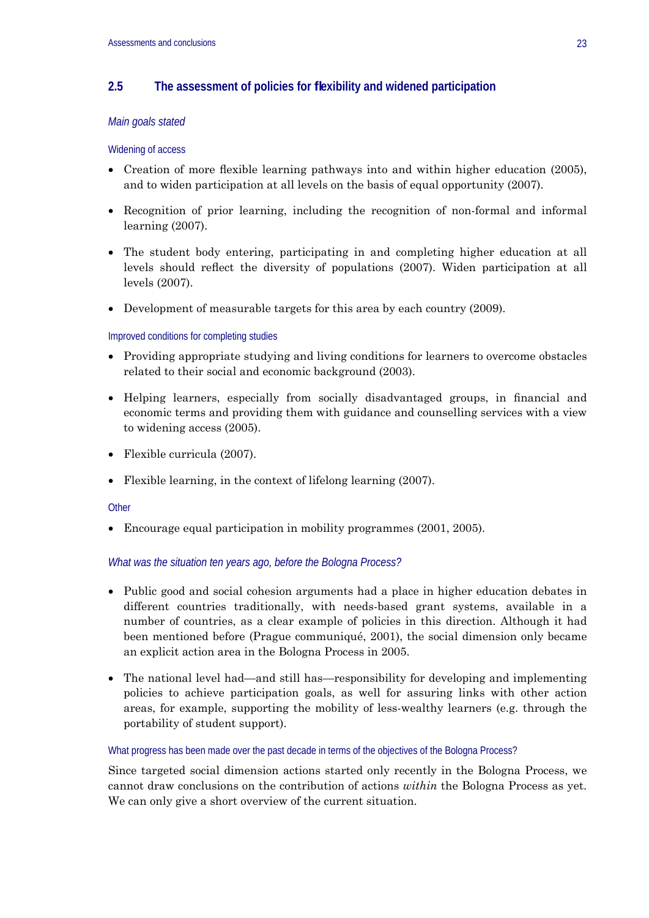## 2.5 The assessment of policies for flexibility and widened participation

### *Main goals stated*

#### Widening of access

- Creation of more flexible learning pathways into and within higher education (2005), and to widen participation at all levels on the basis of equal opportunity (2007).
- Recognition of prior learning, including the recognition of non-formal and informal learning (2007).
- The student body entering, participating in and completing higher education at all levels should reflect the diversity of populations (2007). Widen participation at all levels (2007).
- Development of measurable targets for this area by each country (2009).

#### Improved conditions for completing studies

- Providing appropriate studying and living conditions for learners to overcome obstacles related to their social and economic background (2003).
- Helping learners, especially from socially disadvantaged groups, in financial and economic terms and providing them with guidance and counselling services with a view to widening access (2005).
- Flexible curricula (2007).
- Flexible learning, in the context of lifelong learning (2007).

#### Other

- Encourage equal participation in mobility programmes (2001, 2005).

### *What was the situation ten years ago, before the Bologna Process?*

- Public good and social cohesion arguments had a place in higher education debates in different countries traditionally, with needs-based grant systems, available in a number of countries, as a clear example of policies in this direction. Although it had been mentioned before (Prague communiqué, 2001), the social dimension only became an explicit action area in the Bologna Process in 2005.
- The national level had—and still has—responsibility for developing and implementing policies to achieve participation goals, as well for assuring links with other action areas, for example, supporting the mobility of less-wealthy learners (e.g. through the portability of student support).

#### What progress has been made over the past decade in terms of the objectives of the Bologna Process?

Since targeted social dimension actions started only recently in the Bologna Process, we cannot draw conclusions on the contribution of actions *within* the Bologna Process as yet. We can only give a short overview of the current situation.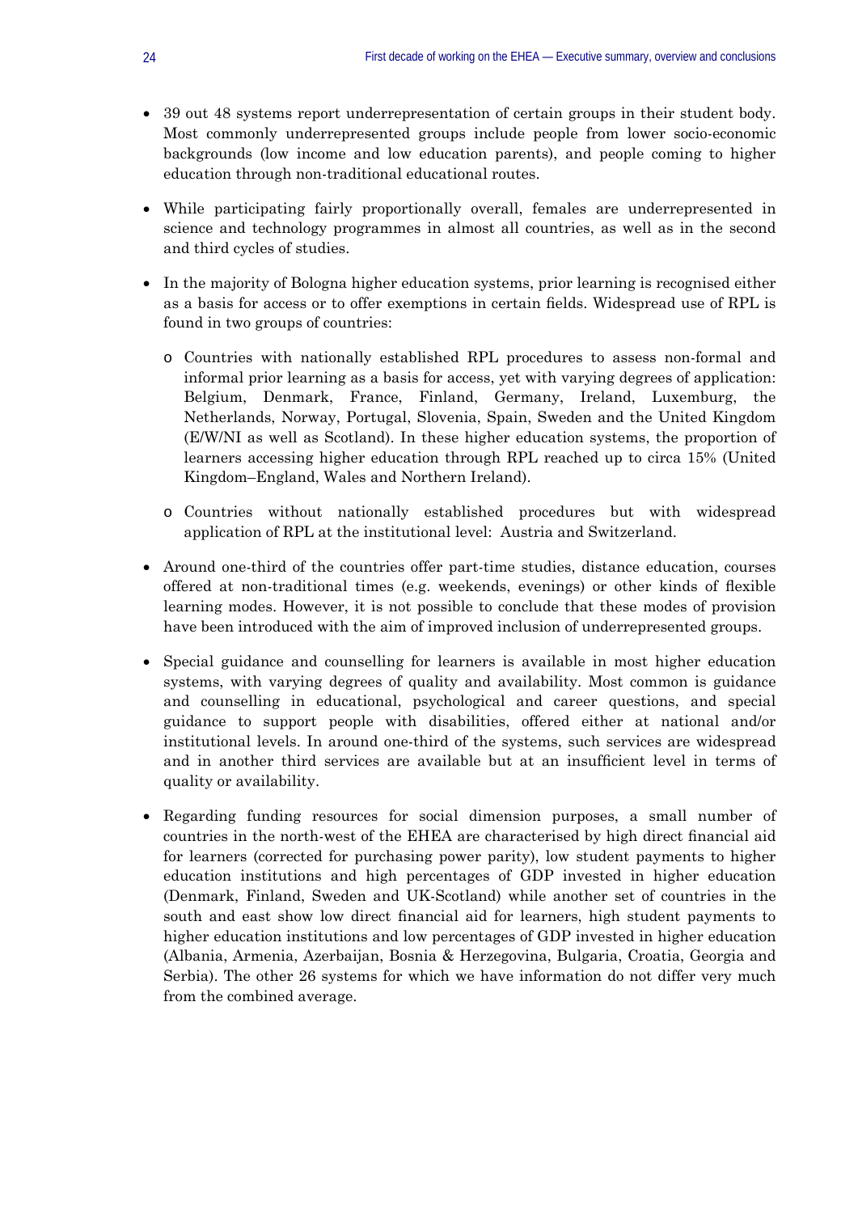- 39 out 48 systems report underrepresentation of certain groups in their student body. Most commonly underrepresented groups include people from lower socio-economic backgrounds (low income and low education parents), and people coming to higher education through non-traditional educational routes.

- While participating fairly proportionally overall, females are underrepresented in science and technology programmes in almost all countries, as well as in the second and third cycles of studies.

- In the majority of Bologna higher education systems, prior learning is recognised either as a basis for access or to offer exemptions in certain fields. Widespread use of RPL is found in two groups of countries:

    - Countries with nationally established RPL procedures to assess non-formal and informal prior learning as a basis for access, yet with varying degrees of application: Belgium, Denmark, France, Finland, Germany, Ireland, Luxemburg, the Netherlands, Norway, Portugal, Slovenia, Spain, Sweden and the United Kingdom (E/W/NI as well as Scotland). In these higher education systems, the proportion of learners accessing higher education through RPL reached up to circa 15% (United Kingdom–England, Wales and Northern Ireland).

    - Countries without nationally established procedures but with widespread application of RPL at the institutional level: Austria and Switzerland.

- Around one-third of the countries offer part-time studies, distance education, courses offered at non-traditional times (e.g. weekends, evenings) or other kinds of flexible learning modes. However, it is not possible to conclude that these modes of provision have been introduced with the aim of improved inclusion of underrepresented groups.

- Special guidance and counselling for learners is available in most higher education systems, with varying degrees of quality and availability. Most common is guidance and counselling in educational, psychological and career questions, and special guidance to support people with disabilities, offered either at national and/or institutional levels. In around one-third of the systems, such services are widespread and in another third services are available but at an insufficient level in terms of quality or availability.

- Regarding funding resources for social dimension purposes, a small number of countries in the north-west of the EHEA are characterised by high direct financial aid for learners (corrected for purchasing power parity), low student payments to higher education institutions and high percentages of GDP invested in higher education (Denmark, Finland, Sweden and UK-Scotland) while another set of countries in the south and east show low direct financial aid for learners, high student payments to higher education institutions and low percentages of GDP invested in higher education (Albania, Armenia, Azerbaijan, Bosnia & Herzegovina, Bulgaria, Croatia, Georgia and Serbia). The other 26 systems for which we have information do not differ very much from the combined average.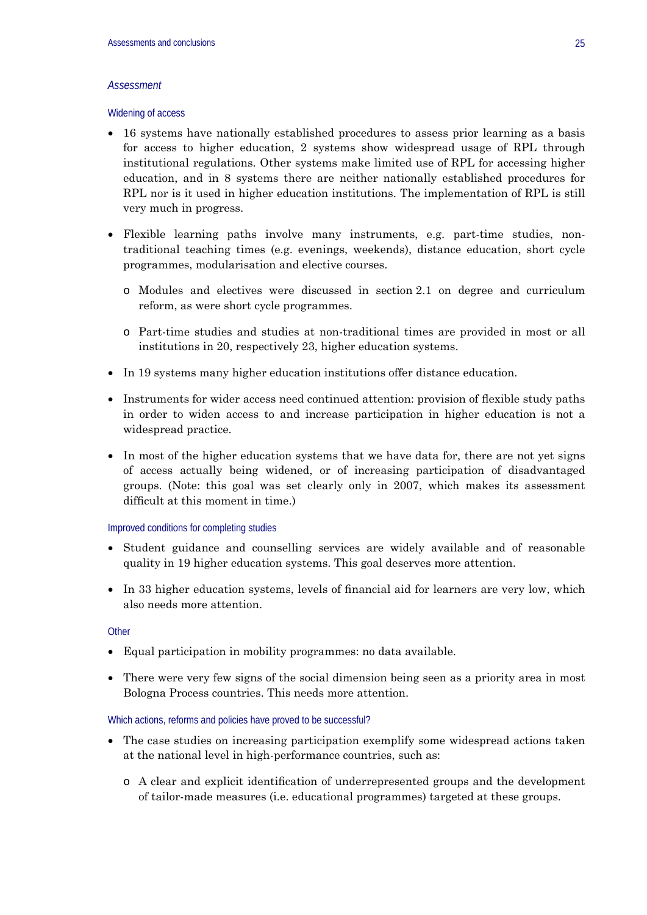### *Assessment*

#### Widening of access

- 16 systems have nationally established procedures to assess prior learning as a basis for access to higher education, 2 systems show widespread usage of RPL through institutional regulations. Other systems make limited use of RPL for accessing higher education, and in 8 systems there are neither nationally established procedures for RPL nor is it used in higher education institutions. The implementation of RPL is still very much in progress.
- Flexible learning paths involve many instruments, e.g. part-time studies, non-traditional teaching times (e.g. evenings, weekends), distance education, short cycle programmes, modularisation and elective courses.
  - Modules and electives were discussed in section 2.1 on degree and curriculum reform, as were short cycle programmes.
  - Part-time studies and studies at non-traditional times are provided in most or all institutions in 20, respectively 23, higher education systems.
- In 19 systems many higher education institutions offer distance education.
- Instruments for wider access need continued attention: provision of flexible study paths in order to widen access to and increase participation in higher education is not a widespread practice.
- In most of the higher education systems that we have data for, there are not yet signs of access actually being widened, or of increasing participation of disadvantaged groups. (Note: this goal was set clearly only in 2007, which makes its assessment difficult at this moment in time.)

#### Improved conditions for completing studies

- Student guidance and counselling services are widely available and of reasonable quality in 19 higher education systems. This goal deserves more attention.
- In 33 higher education systems, levels of financial aid for learners are very low, which also needs more attention.

#### Other

- Equal participation in mobility programmes: no data available.
- There were very few signs of the social dimension being seen as a priority area in most Bologna Process countries. This needs more attention.

#### Which actions, reforms and policies have proved to be successful?

- The case studies on increasing participation exemplify some widespread actions taken at the national level in high-performance countries, such as:
  - A clear and explicit identification of underrepresented groups and the development of tailor-made measures (i.e. educational programmes) targeted at these groups.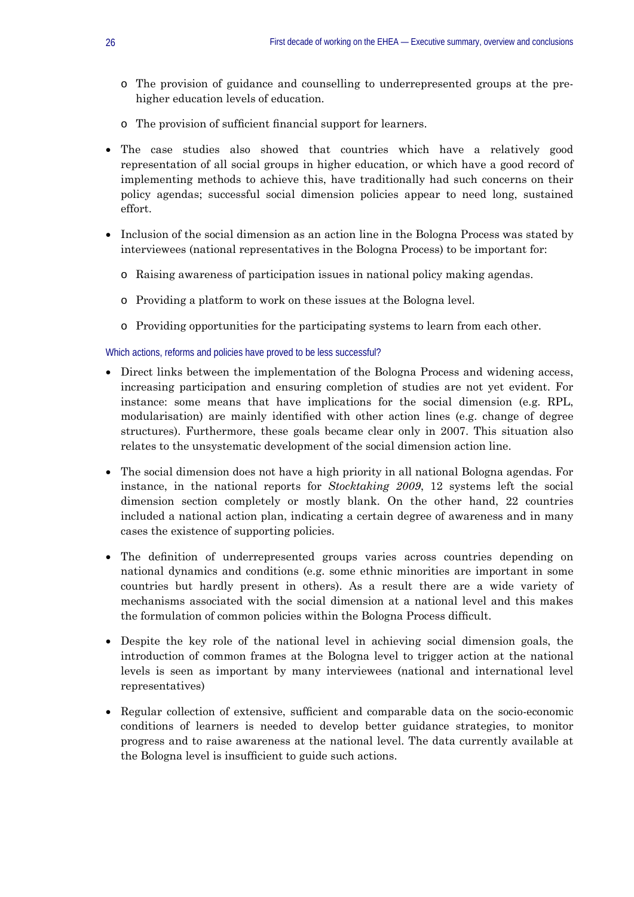- The provision of guidance and counselling to underrepresented groups at the pre-higher education levels of education.
   - The provision of sufficient financial support for learners.

- The case studies also showed that countries which have a relatively good representation of all social groups in higher education, or which have a good record of implementing methods to achieve this, have traditionally had such concerns on their policy agendas; successful social dimension policies appear to need long, sustained effort.

- Inclusion of the social dimension as an action line in the Bologna Process was stated by interviewees (national representatives in the Bologna Process) to be important for:
   - Raising awareness of participation issues in national policy making agendas.
   - Providing a platform to work on these issues at the Bologna level.
   - Providing opportunities for the participating systems to learn from each other.

### Which actions, reforms and policies have proved to be less successful?

- Direct links between the implementation of the Bologna Process and widening access, increasing participation and ensuring completion of studies are not yet evident. For instance: some means that have implications for the social dimension (e.g. RPL, modularisation) are mainly identified with other action lines (e.g. change of degree structures). Furthermore, these goals became clear only in 2007. This situation also relates to the unsystematic development of the social dimension action line.

- The social dimension does not have a high priority in all national Bologna agendas. For instance, in the national reports for *Stocktaking 2009*, 12 systems left the social dimension section completely or mostly blank. On the other hand, 22 countries included a national action plan, indicating a certain degree of awareness and in many cases the existence of supporting policies.

- The definition of underrepresented groups varies across countries depending on national dynamics and conditions (e.g. some ethnic minorities are important in some countries but hardly present in others). As a result there are a wide variety of mechanisms associated with the social dimension at a national level and this makes the formulation of common policies within the Bologna Process difficult.

- Despite the key role of the national level in achieving social dimension goals, the introduction of common frames at the Bologna level to trigger action at the national levels is seen as important by many interviewees (national and international level representatives)

- Regular collection of extensive, sufficient and comparable data on the socio-economic conditions of learners is needed to develop better guidance strategies, to monitor progress and to raise awareness at the national level. The data currently available at the Bologna level is insufficient to guide such actions.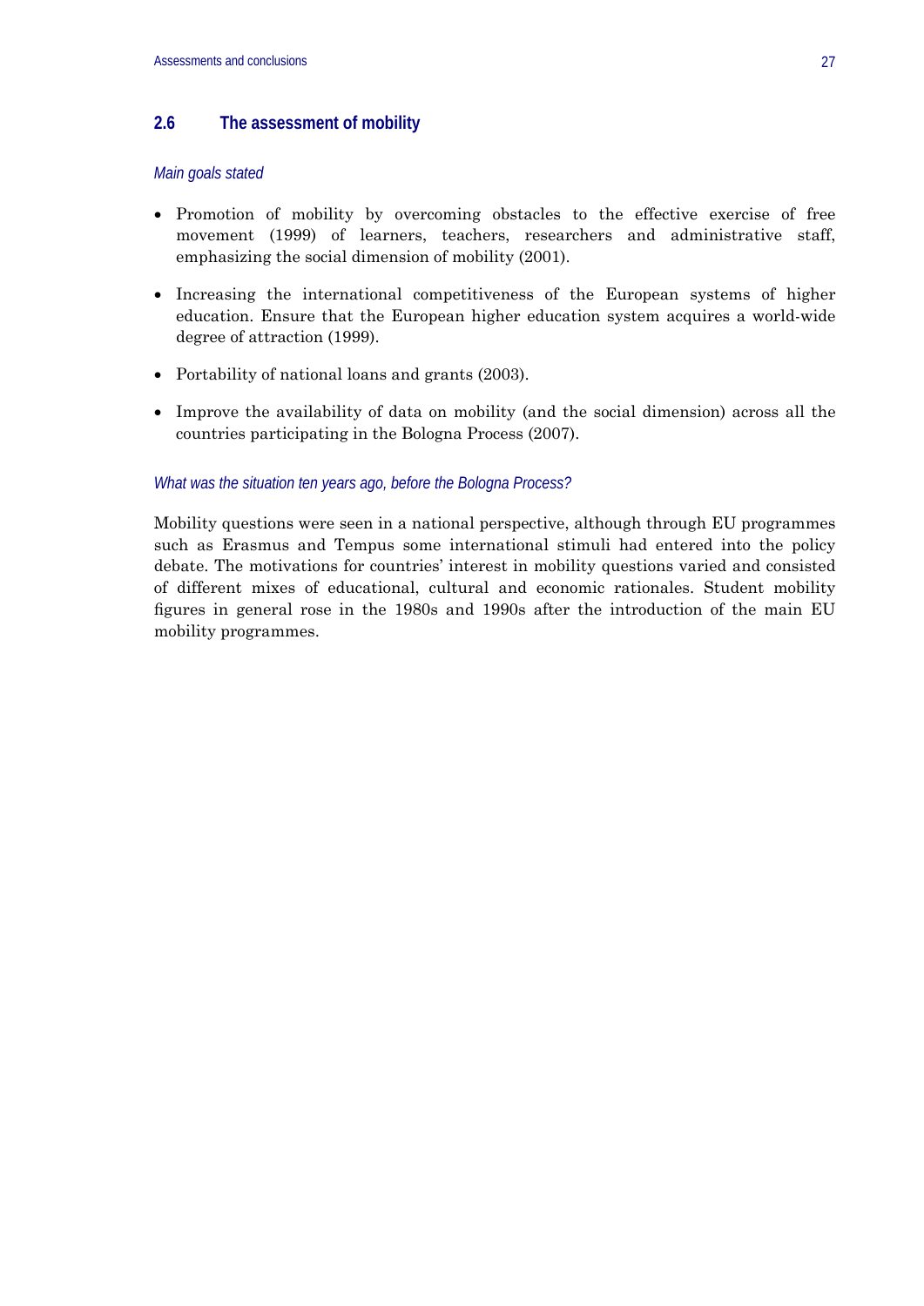## 2.6 The assessment of mobility

### *Main goals stated*

- Promotion of mobility by overcoming obstacles to the effective exercise of free movement (1999) of learners, teachers, researchers and administrative staff, emphasizing the social dimension of mobility (2001).
- Increasing the international competitiveness of the European systems of higher education. Ensure that the European higher education system acquires a world-wide degree of attraction (1999).
- Portability of national loans and grants (2003).
- Improve the availability of data on mobility (and the social dimension) across all the countries participating in the Bologna Process (2007).

### *What was the situation ten years ago, before the Bologna Process?*

Mobility questions were seen in a national perspective, although through EU programmes such as Erasmus and Tempus some international stimuli had entered into the policy debate. The motivations for countries' interest in mobility questions varied and consisted of different mixes of educational, cultural and economic rationales. Student mobility figures in general rose in the 1980s and 1990s after the introduction of the main EU mobility programmes.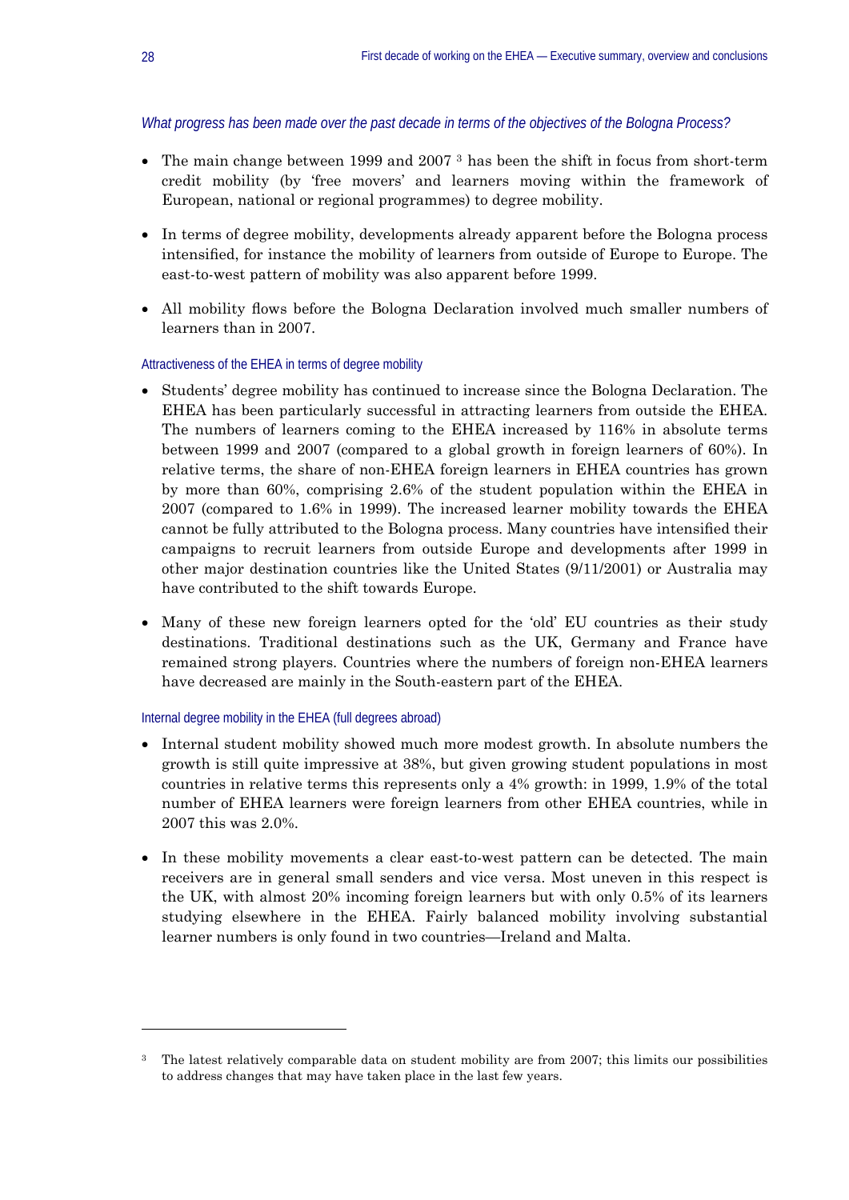*What progress has been made over the past decade in terms of the objectives of the Bologna Process?*

- The main change between 1999 and 2007 [3] has been the shift in focus from short-term credit mobility (by 'free movers' and learners moving within the framework of European, national or regional programmes) to degree mobility.
- In terms of degree mobility, developments already apparent before the Bologna process intensified, for instance the mobility of learners from outside of Europe to Europe. The east-to-west pattern of mobility was also apparent before 1999.
- All mobility flows before the Bologna Declaration involved much smaller numbers of learners than in 2007.

### Attractiveness of the EHEA in terms of degree mobility

- Students' degree mobility has continued to increase since the Bologna Declaration. The EHEA has been particularly successful in attracting learners from outside the EHEA. The numbers of learners coming to the EHEA increased by 116% in absolute terms between 1999 and 2007 (compared to a global growth in foreign learners of 60%). In relative terms, the share of non-EHEA foreign learners in EHEA countries has grown by more than 60%, comprising 2.6% of the student population within the EHEA in 2007 (compared to 1.6% in 1999). The increased learner mobility towards the EHEA cannot be fully attributed to the Bologna process. Many countries have intensified their campaigns to recruit learners from outside Europe and developments after 1999 in other major destination countries like the United States (9/11/2001) or Australia may have contributed to the shift towards Europe.
- Many of these new foreign learners opted for the 'old' EU countries as their study destinations. Traditional destinations such as the UK, Germany and France have remained strong players. Countries where the numbers of foreign non-EHEA learners have decreased are mainly in the South-eastern part of the EHEA.

### Internal degree mobility in the EHEA (full degrees abroad)

- Internal student mobility showed much more modest growth. In absolute numbers the growth is still quite impressive at 38%, but given growing student populations in most countries in relative terms this represents only a 4% growth: in 1999, 1.9% of the total number of EHEA learners were foreign learners from other EHEA countries, while in 2007 this was 2.0%.
- In these mobility movements a clear east-to-west pattern can be detected. The main receivers are in general small senders and vice versa. Most uneven in this respect is the UK, with almost 20% incoming foreign learners but with only 0.5% of its learners studying elsewhere in the EHEA. Fairly balanced mobility involving substantial learner numbers is only found in two countries—Ireland and Malta.

---

[3] The latest relatively comparable data on student mobility are from 2007; this limits our possibilities to address changes that may have taken place in the last few years.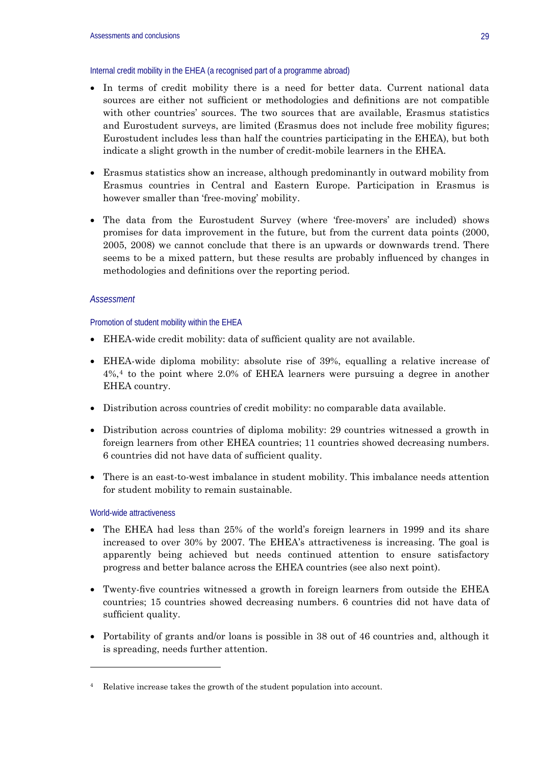#### Internal credit mobility in the EHEA (a recognised part of a programme abroad)

- In terms of credit mobility there is a need for better data. Current national data sources are either not sufficient or methodologies and definitions are not compatible with other countries' sources. The two sources that are available, Erasmus statistics and Eurostudent surveys, are limited (Erasmus does not include free mobility figures; Eurostudent includes less than half the countries participating in the EHEA), but both indicate a slight growth in the number of credit-mobile learners in the EHEA.
- Erasmus statistics show an increase, although predominantly in outward mobility from Erasmus countries in Central and Eastern Europe. Participation in Erasmus is however smaller than 'free-moving' mobility.
- The data from the Eurostudent Survey (where 'free-movers' are included) shows promises for data improvement in the future, but from the current data points (2000, 2005, 2008) we cannot conclude that there is an upwards or downwards trend. There seems to be a mixed pattern, but these results are probably influenced by changes in methodologies and definitions over the reporting period.

### *Assessment*

#### Promotion of student mobility within the EHEA

- EHEA-wide credit mobility: data of sufficient quality are not available.
- EHEA-wide diploma mobility: absolute rise of 39%, equalling a relative increase of 4%,[4] to the point where 2.0% of EHEA learners were pursuing a degree in another EHEA country.
- Distribution across countries of credit mobility: no comparable data available.
- Distribution across countries of diploma mobility: 29 countries witnessed a growth in foreign learners from other EHEA countries; 11 countries showed decreasing numbers. 6 countries did not have data of sufficient quality.
- There is an east-to-west imbalance in student mobility. This imbalance needs attention for student mobility to remain sustainable.

#### World-wide attractiveness

- The EHEA had less than 25% of the world's foreign learners in 1999 and its share increased to over 30% by 2007. The EHEA's attractiveness is increasing. The goal is apparently being achieved but needs continued attention to ensure satisfactory progress and better balance across the EHEA countries (see also next point).
- Twenty-five countries witnessed a growth in foreign learners from outside the EHEA countries; 15 countries showed decreasing numbers. 6 countries did not have data of sufficient quality.
- Portability of grants and/or loans is possible in 38 out of 46 countries and, although it is spreading, needs further attention.

---

[4] Relative increase takes the growth of the student population into account.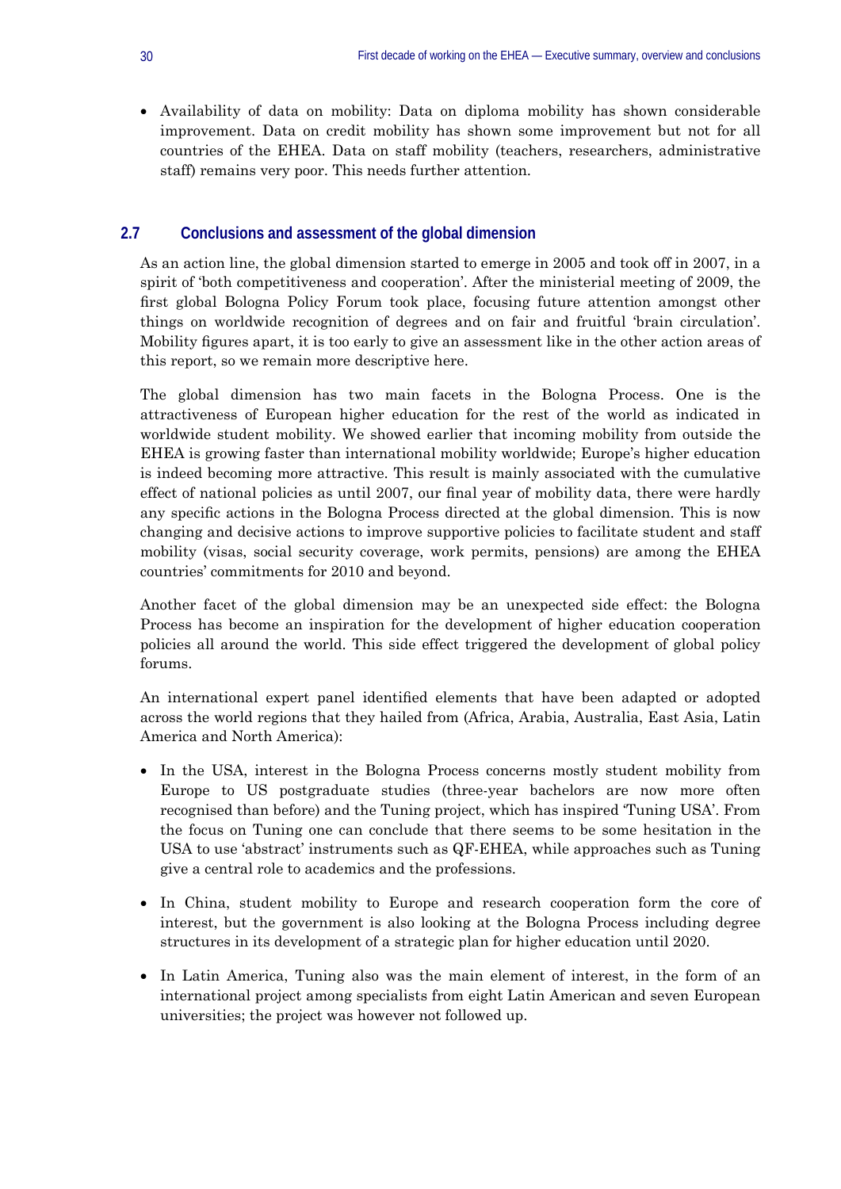- Availability of data on mobility: Data on diploma mobility has shown considerable improvement. Data on credit mobility has shown some improvement but not for all countries of the EHEA. Data on staff mobility (teachers, researchers, administrative staff) remains very poor. This needs further attention.

## 2.7 Conclusions and assessment of the global dimension

As an action line, the global dimension started to emerge in 2005 and took off in 2007, in a spirit of 'both competitiveness and cooperation'. After the ministerial meeting of 2009, the first global Bologna Policy Forum took place, focusing future attention amongst other things on worldwide recognition of degrees and on fair and fruitful 'brain circulation'. Mobility figures apart, it is too early to give an assessment like in the other action areas of this report, so we remain more descriptive here.

The global dimension has two main facets in the Bologna Process. One is the attractiveness of European higher education for the rest of the world as indicated in worldwide student mobility. We showed earlier that incoming mobility from outside the EHEA is growing faster than international mobility worldwide; Europe's higher education is indeed becoming more attractive. This result is mainly associated with the cumulative effect of national policies as until 2007, our final year of mobility data, there were hardly any specific actions in the Bologna Process directed at the global dimension. This is now changing and decisive actions to improve supportive policies to facilitate student and staff mobility (visas, social security coverage, work permits, pensions) are among the EHEA countries' commitments for 2010 and beyond.

Another facet of the global dimension may be an unexpected side effect: the Bologna Process has become an inspiration for the development of higher education cooperation policies all around the world. This side effect triggered the development of global policy forums.

An international expert panel identified elements that have been adapted or adopted across the world regions that they hailed from (Africa, Arabia, Australia, East Asia, Latin America and North America):

- In the USA, interest in the Bologna Process concerns mostly student mobility from Europe to US postgraduate studies (three-year bachelors are now more often recognised than before) and the Tuning project, which has inspired 'Tuning USA'. From the focus on Tuning one can conclude that there seems to be some hesitation in the USA to use 'abstract' instruments such as QF-EHEA, while approaches such as Tuning give a central role to academics and the professions.

- In China, student mobility to Europe and research cooperation form the core of interest, but the government is also looking at the Bologna Process including degree structures in its development of a strategic plan for higher education until 2020.

- In Latin America, Tuning also was the main element of interest, in the form of an international project among specialists from eight Latin American and seven European universities; the project was however not followed up.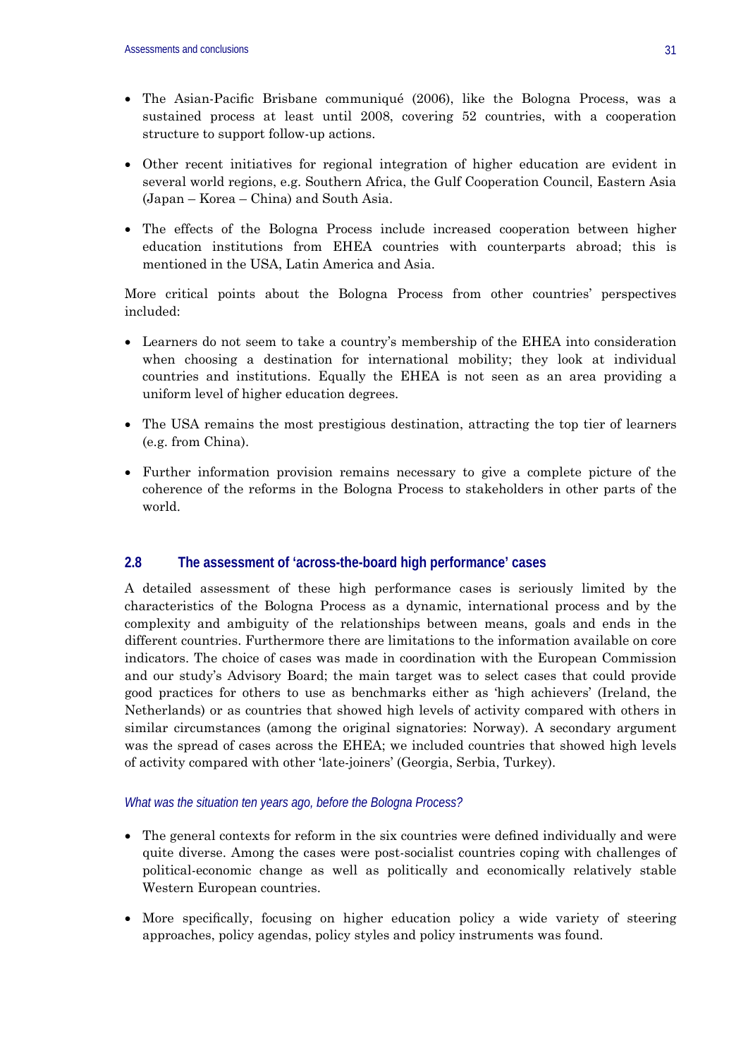- The Asian-Pacific Brisbane communiqué (2006), like the Bologna Process, was a sustained process at least until 2008, covering 52 countries, with a cooperation structure to support follow-up actions.
- Other recent initiatives for regional integration of higher education are evident in several world regions, e.g. Southern Africa, the Gulf Cooperation Council, Eastern Asia (Japan – Korea – China) and South Asia.
- The effects of the Bologna Process include increased cooperation between higher education institutions from EHEA countries with counterparts abroad; this is mentioned in the USA, Latin America and Asia.

More critical points about the Bologna Process from other countries' perspectives included:

- Learners do not seem to take a country's membership of the EHEA into consideration when choosing a destination for international mobility; they look at individual countries and institutions. Equally the EHEA is not seen as an area providing a uniform level of higher education degrees.
- The USA remains the most prestigious destination, attracting the top tier of learners (e.g. from China).
- Further information provision remains necessary to give a complete picture of the coherence of the reforms in the Bologna Process to stakeholders in other parts of the world.

## 2.8 The assessment of 'across-the-board high performance' cases

A detailed assessment of these high performance cases is seriously limited by the characteristics of the Bologna Process as a dynamic, international process and by the complexity and ambiguity of the relationships between means, goals and ends in the different countries. Furthermore there are limitations to the information available on core indicators. The choice of cases was made in coordination with the European Commission and our study's Advisory Board; the main target was to select cases that could provide good practices for others to use as benchmarks either as 'high achievers' (Ireland, the Netherlands) or as countries that showed high levels of activity compared with others in similar circumstances (among the original signatories: Norway). A secondary argument was the spread of cases across the EHEA; we included countries that showed high levels of activity compared with other 'late-joiners' (Georgia, Serbia, Turkey).

*What was the situation ten years ago, before the Bologna Process?*

- The general contexts for reform in the six countries were defined individually and were quite diverse. Among the cases were post-socialist countries coping with challenges of political-economic change as well as politically and economically relatively stable Western European countries.
- More specifically, focusing on higher education policy a wide variety of steering approaches, policy agendas, policy styles and policy instruments was found.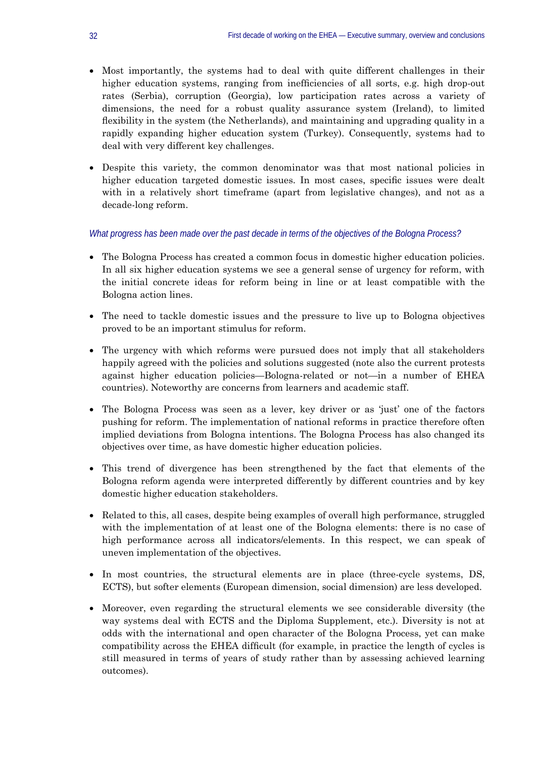- Most importantly, the systems had to deal with quite different challenges in their higher education systems, ranging from inefficiencies of all sorts, e.g. high drop-out rates (Serbia), corruption (Georgia), low participation rates across a variety of dimensions, the need for a robust quality assurance system (Ireland), to limited flexibility in the system (the Netherlands), and maintaining and upgrading quality in a rapidly expanding higher education system (Turkey). Consequently, systems had to deal with very different key challenges.

- Despite this variety, the common denominator was that most national policies in higher education targeted domestic issues. In most cases, specific issues were dealt with in a relatively short timeframe (apart from legislative changes), and not as a decade-long reform.

*What progress has been made over the past decade in terms of the objectives of the Bologna Process?*

- The Bologna Process has created a common focus in domestic higher education policies. In all six higher education systems we see a general sense of urgency for reform, with the initial concrete ideas for reform being in line or at least compatible with the Bologna action lines.

- The need to tackle domestic issues and the pressure to live up to Bologna objectives proved to be an important stimulus for reform.

- The urgency with which reforms were pursued does not imply that all stakeholders happily agreed with the policies and solutions suggested (note also the current protests against higher education policies—Bologna-related or not—in a number of EHEA countries). Noteworthy are concerns from learners and academic staff.

- The Bologna Process was seen as a lever, key driver or as 'just' one of the factors pushing for reform. The implementation of national reforms in practice therefore often implied deviations from Bologna intentions. The Bologna Process has also changed its objectives over time, as have domestic higher education policies.

- This trend of divergence has been strengthened by the fact that elements of the Bologna reform agenda were interpreted differently by different countries and by key domestic higher education stakeholders.

- Related to this, all cases, despite being examples of overall high performance, struggled with the implementation of at least one of the Bologna elements: there is no case of high performance across all indicators/elements. In this respect, we can speak of uneven implementation of the objectives.

- In most countries, the structural elements are in place (three-cycle systems, DS, ECTS), but softer elements (European dimension, social dimension) are less developed.

- Moreover, even regarding the structural elements we see considerable diversity (the way systems deal with ECTS and the Diploma Supplement, etc.). Diversity is not at odds with the international and open character of the Bologna Process, yet can make compatibility across the EHEA difficult (for example, in practice the length of cycles is still measured in terms of years of study rather than by assessing achieved learning outcomes).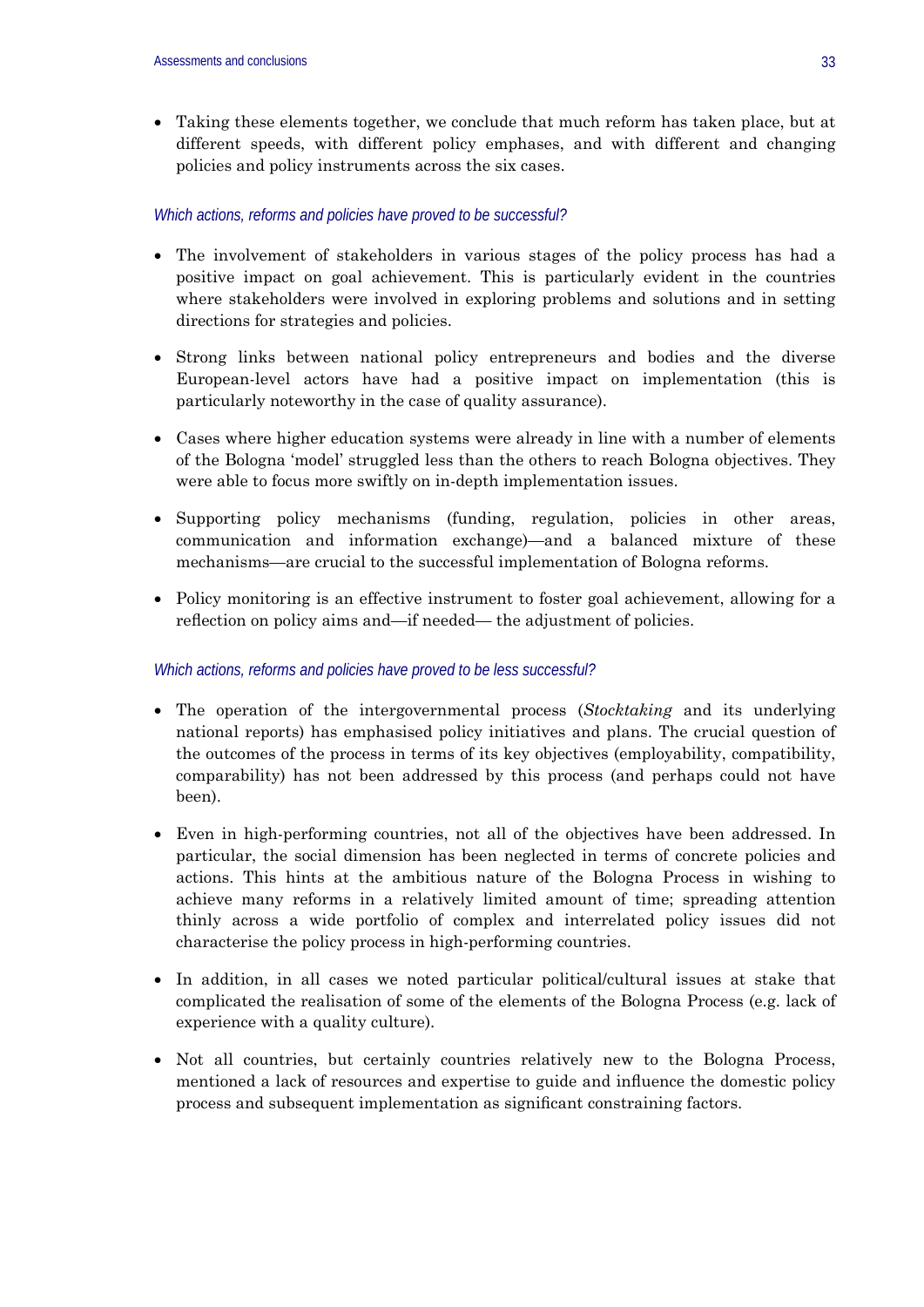- Taking these elements together, we conclude that much reform has taken place, but at different speeds, with different policy emphases, and with different and changing policies and policy instruments across the six cases.

### *Which actions, reforms and policies have proved to be successful?*

- The involvement of stakeholders in various stages of the policy process has had a positive impact on goal achievement. This is particularly evident in the countries where stakeholders were involved in exploring problems and solutions and in setting directions for strategies and policies.
- Strong links between national policy entrepreneurs and bodies and the diverse European-level actors have had a positive impact on implementation (this is particularly noteworthy in the case of quality assurance).
- Cases where higher education systems were already in line with a number of elements of the Bologna 'model' struggled less than the others to reach Bologna objectives. They were able to focus more swiftly on in-depth implementation issues.
- Supporting policy mechanisms (funding, regulation, policies in other areas, communication and information exchange)—and a balanced mixture of these mechanisms—are crucial to the successful implementation of Bologna reforms.
- Policy monitoring is an effective instrument to foster goal achievement, allowing for a reflection on policy aims and—if needed— the adjustment of policies.

### *Which actions, reforms and policies have proved to be less successful?*

- The operation of the intergovernmental process (*Stocktaking* and its underlying national reports) has emphasised policy initiatives and plans. The crucial question of the outcomes of the process in terms of its key objectives (employability, compatibility, comparability) has not been addressed by this process (and perhaps could not have been).
- Even in high-performing countries, not all of the objectives have been addressed. In particular, the social dimension has been neglected in terms of concrete policies and actions. This hints at the ambitious nature of the Bologna Process in wishing to achieve many reforms in a relatively limited amount of time; spreading attention thinly across a wide portfolio of complex and interrelated policy issues did not characterise the policy process in high-performing countries.
- In addition, in all cases we noted particular political/cultural issues at stake that complicated the realisation of some of the elements of the Bologna Process (e.g. lack of experience with a quality culture).
- Not all countries, but certainly countries relatively new to the Bologna Process, mentioned a lack of resources and expertise to guide and influence the domestic policy process and subsequent implementation as significant constraining factors.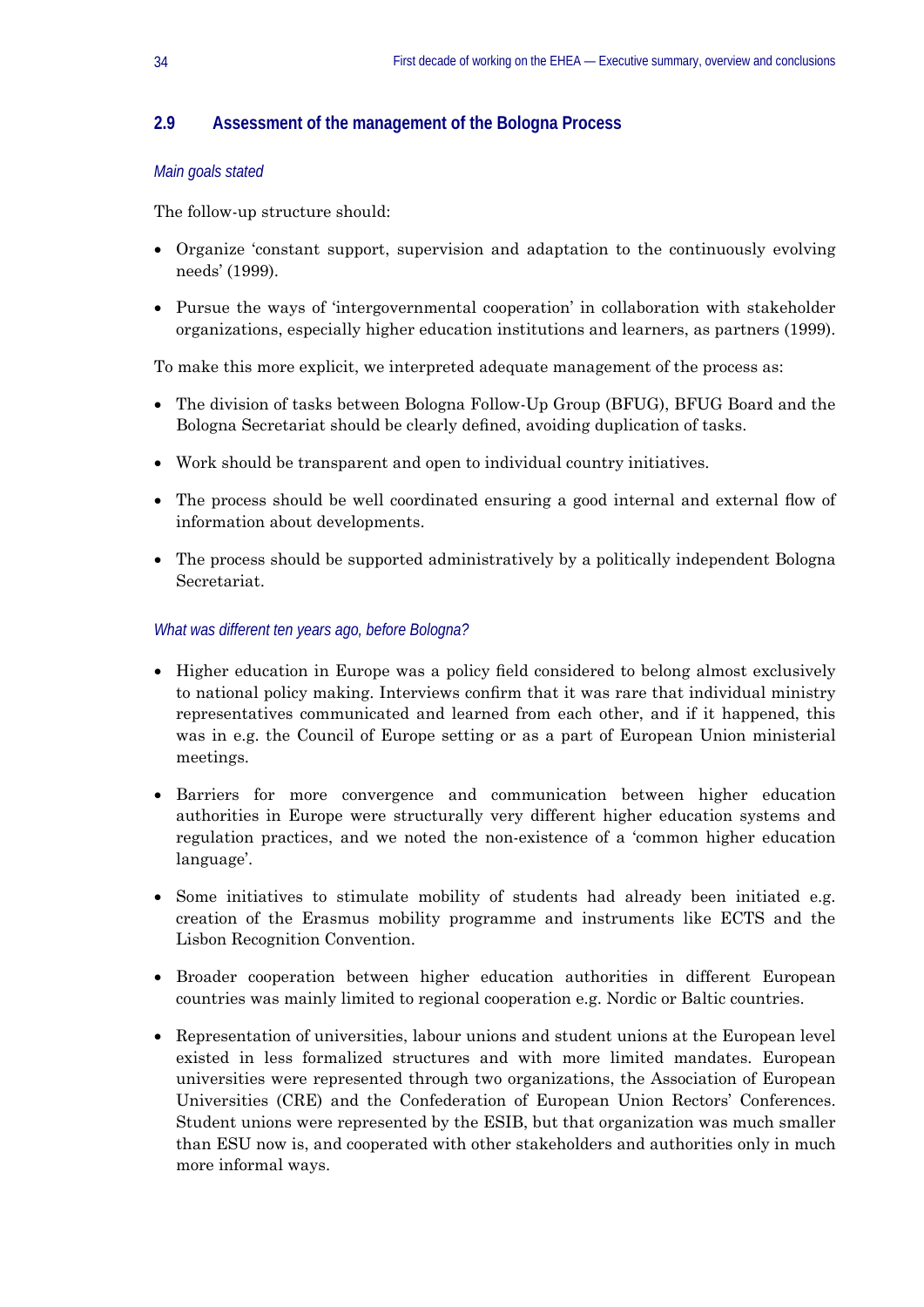## 2.9 Assessment of the management of the Bologna Process

*Main goals stated*

The follow-up structure should:

- Organize 'constant support, supervision and adaptation to the continuously evolving needs' (1999).
- Pursue the ways of 'intergovernmental cooperation' in collaboration with stakeholder organizations, especially higher education institutions and learners, as partners (1999).

To make this more explicit, we interpreted adequate management of the process as:

- The division of tasks between Bologna Follow-Up Group (BFUG), BFUG Board and the Bologna Secretariat should be clearly defined, avoiding duplication of tasks.
- Work should be transparent and open to individual country initiatives.
- The process should be well coordinated ensuring a good internal and external flow of information about developments.
- The process should be supported administratively by a politically independent Bologna Secretariat.

*What was different ten years ago, before Bologna?*

- Higher education in Europe was a policy field considered to belong almost exclusively to national policy making. Interviews confirm that it was rare that individual ministry representatives communicated and learned from each other, and if it happened, this was in e.g. the Council of Europe setting or as a part of European Union ministerial meetings.
- Barriers for more convergence and communication between higher education authorities in Europe were structurally very different higher education systems and regulation practices, and we noted the non-existence of a 'common higher education language'.
- Some initiatives to stimulate mobility of students had already been initiated e.g. creation of the Erasmus mobility programme and instruments like ECTS and the Lisbon Recognition Convention.
- Broader cooperation between higher education authorities in different European countries was mainly limited to regional cooperation e.g. Nordic or Baltic countries.
- Representation of universities, labour unions and student unions at the European level existed in less formalized structures and with more limited mandates. European universities were represented through two organizations, the Association of European Universities (CRE) and the Confederation of European Union Rectors' Conferences. Student unions were represented by the ESIB, but that organization was much smaller than ESU now is, and cooperated with other stakeholders and authorities only in much more informal ways.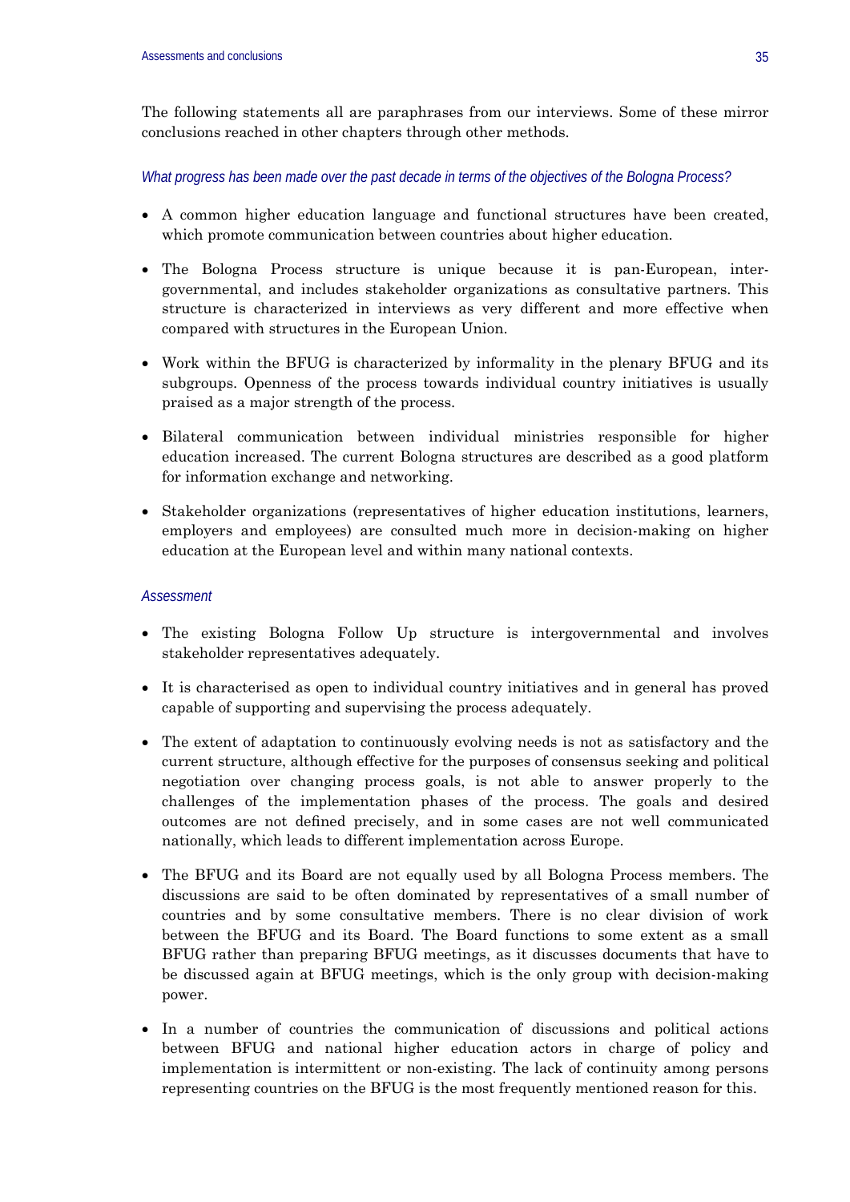The following statements all are paraphrases from our interviews. Some of these mirror conclusions reached in other chapters through other methods.

*What progress has been made over the past decade in terms of the objectives of the Bologna Process?*

- A common higher education language and functional structures have been created, which promote communication between countries about higher education.
- The Bologna Process structure is unique because it is pan-European, inter-governmental, and includes stakeholder organizations as consultative partners. This structure is characterized in interviews as very different and more effective when compared with structures in the European Union.
- Work within the BFUG is characterized by informality in the plenary BFUG and its subgroups. Openness of the process towards individual country initiatives is usually praised as a major strength of the process.
- Bilateral communication between individual ministries responsible for higher education increased. The current Bologna structures are described as a good platform for information exchange and networking.
- Stakeholder organizations (representatives of higher education institutions, learners, employers and employees) are consulted much more in decision-making on higher education at the European level and within many national contexts.

*Assessment*

- The existing Bologna Follow Up structure is intergovernmental and involves stakeholder representatives adequately.
- It is characterised as open to individual country initiatives and in general has proved capable of supporting and supervising the process adequately.
- The extent of adaptation to continuously evolving needs is not as satisfactory and the current structure, although effective for the purposes of consensus seeking and political negotiation over changing process goals, is not able to answer properly to the challenges of the implementation phases of the process. The goals and desired outcomes are not defined precisely, and in some cases are not well communicated nationally, which leads to different implementation across Europe.
- The BFUG and its Board are not equally used by all Bologna Process members. The discussions are said to be often dominated by representatives of a small number of countries and by some consultative members. There is no clear division of work between the BFUG and its Board. The Board functions to some extent as a small BFUG rather than preparing BFUG meetings, as it discusses documents that have to be discussed again at BFUG meetings, which is the only group with decision-making power.
- In a number of countries the communication of discussions and political actions between BFUG and national higher education actors in charge of policy and implementation is intermittent or non-existing. The lack of continuity among persons representing countries on the BFUG is the most frequently mentioned reason for this.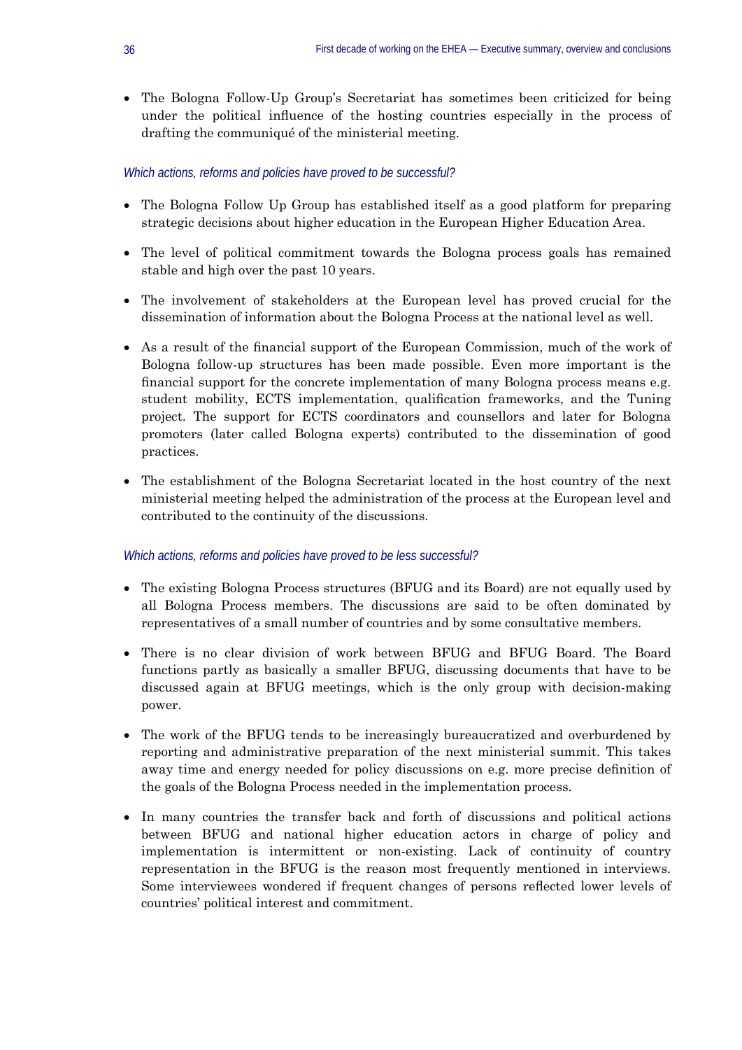- The Bologna Follow-Up Group's Secretariat has sometimes been criticized for being under the political influence of the hosting countries especially in the process of drafting the communiqué of the ministerial meeting.

*Which actions, reforms and policies have proved to be successful?*

- The Bologna Follow Up Group has established itself as a good platform for preparing strategic decisions about higher education in the European Higher Education Area.
- The level of political commitment towards the Bologna process goals has remained stable and high over the past 10 years.
- The involvement of stakeholders at the European level has proved crucial for the dissemination of information about the Bologna Process at the national level as well.
- As a result of the financial support of the European Commission, much of the work of Bologna follow-up structures has been made possible. Even more important is the financial support for the concrete implementation of many Bologna process means e.g. student mobility, ECTS implementation, qualification frameworks, and the Tuning project. The support for ECTS coordinators and counsellors and later for Bologna promoters (later called Bologna experts) contributed to the dissemination of good practices.
- The establishment of the Bologna Secretariat located in the host country of the next ministerial meeting helped the administration of the process at the European level and contributed to the continuity of the discussions.

*Which actions, reforms and policies have proved to be less successful?*

- The existing Bologna Process structures (BFUG and its Board) are not equally used by all Bologna Process members. The discussions are said to be often dominated by representatives of a small number of countries and by some consultative members.
- There is no clear division of work between BFUG and BFUG Board. The Board functions partly as basically a smaller BFUG, discussing documents that have to be discussed again at BFUG meetings, which is the only group with decision-making power.
- The work of the BFUG tends to be increasingly bureaucratized and overburdened by reporting and administrative preparation of the next ministerial summit. This takes away time and energy needed for policy discussions on e.g. more precise definition of the goals of the Bologna Process needed in the implementation process.
- In many countries the transfer back and forth of discussions and political actions between BFUG and national higher education actors in charge of policy and implementation is intermittent or non-existing. Lack of continuity of country representation in the BFUG is the reason most frequently mentioned in interviews. Some interviewees wondered if frequent changes of persons reflected lower levels of countries' political interest and commitment.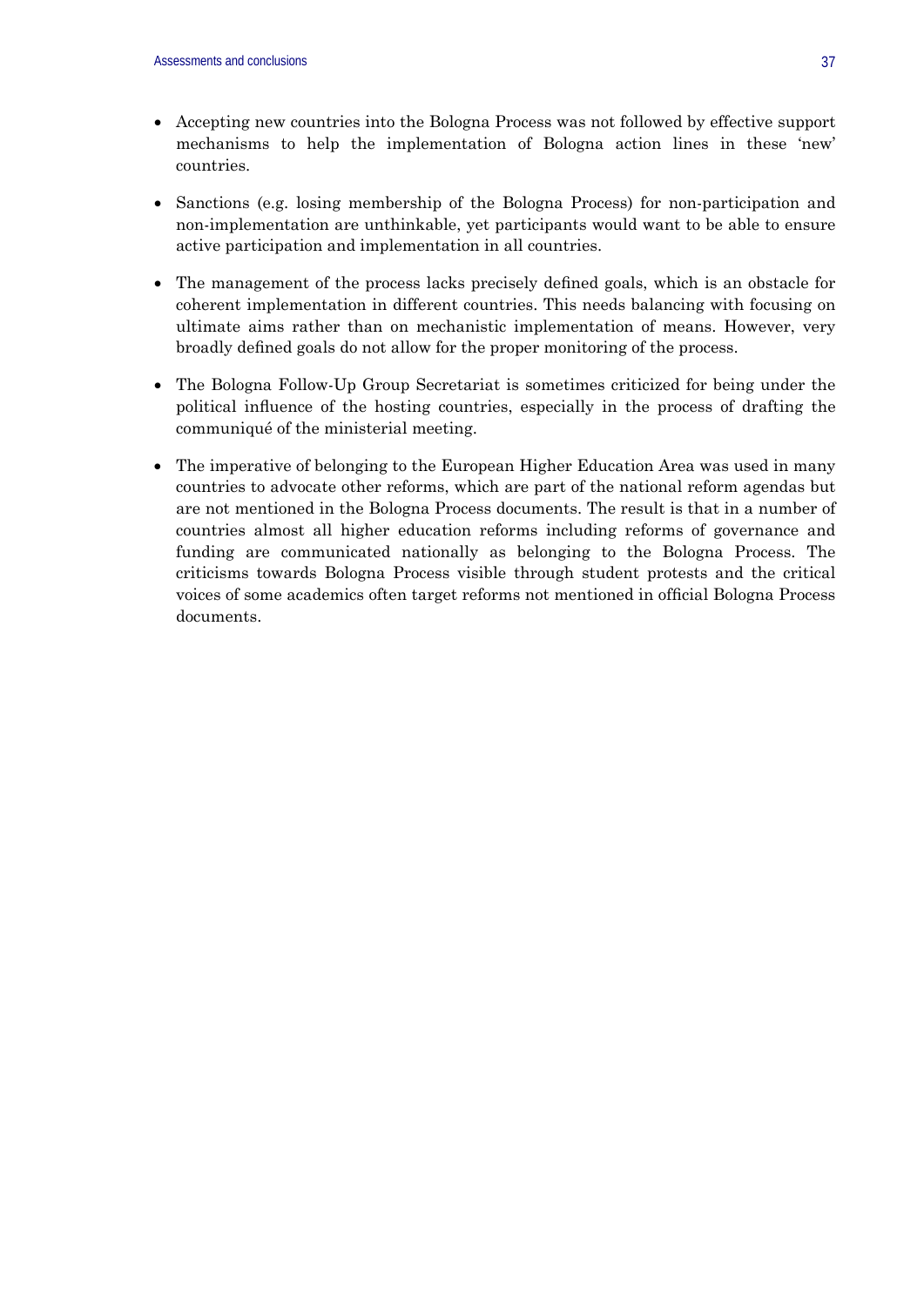- Accepting new countries into the Bologna Process was not followed by effective support mechanisms to help the implementation of Bologna action lines in these 'new' countries.

- Sanctions (e.g. losing membership of the Bologna Process) for non-participation and non-implementation are unthinkable, yet participants would want to be able to ensure active participation and implementation in all countries.

- The management of the process lacks precisely defined goals, which is an obstacle for coherent implementation in different countries. This needs balancing with focusing on ultimate aims rather than on mechanistic implementation of means. However, very broadly defined goals do not allow for the proper monitoring of the process.

- The Bologna Follow-Up Group Secretariat is sometimes criticized for being under the political influence of the hosting countries, especially in the process of drafting the communiqué of the ministerial meeting.

- The imperative of belonging to the European Higher Education Area was used in many countries to advocate other reforms, which are part of the national reform agendas but are not mentioned in the Bologna Process documents. The result is that in a number of countries almost all higher education reforms including reforms of governance and funding are communicated nationally as belonging to the Bologna Process. The criticisms towards Bologna Process visible through student protests and the critical voices of some academics often target reforms not mentioned in official Bologna Process documents.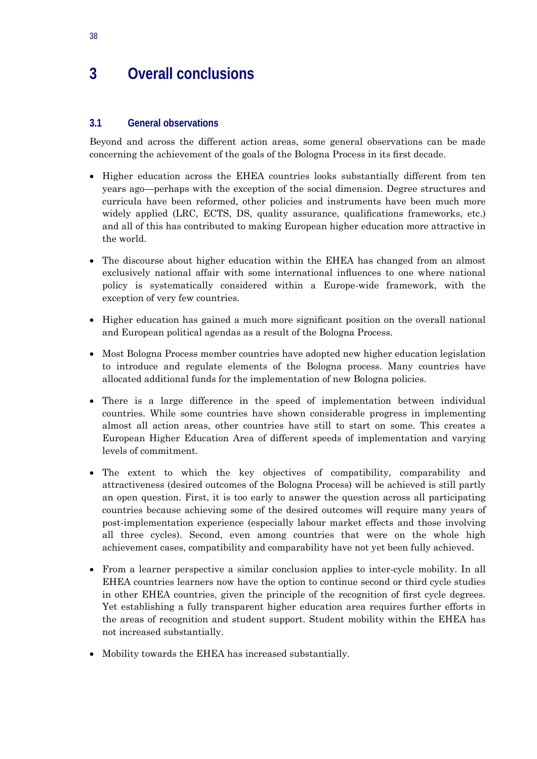# 3 Overall conclusions

## 3.1 General observations

Beyond and across the different action areas, some general observations can be made concerning the achievement of the goals of the Bologna Process in its first decade.

- Higher education across the EHEA countries looks substantially different from ten years ago—perhaps with the exception of the social dimension. Degree structures and curricula have been reformed, other policies and instruments have been much more widely applied (LRC, ECTS, DS, quality assurance, qualifications frameworks, etc.) and all of this has contributed to making European higher education more attractive in the world.

- The discourse about higher education within the EHEA has changed from an almost exclusively national affair with some international influences to one where national policy is systematically considered within a Europe-wide framework, with the exception of very few countries.

- Higher education has gained a much more significant position on the overall national and European political agendas as a result of the Bologna Process.

- Most Bologna Process member countries have adopted new higher education legislation to introduce and regulate elements of the Bologna process. Many countries have allocated additional funds for the implementation of new Bologna policies.

- There is a large difference in the speed of implementation between individual countries. While some countries have shown considerable progress in implementing almost all action areas, other countries have still to start on some. This creates a European Higher Education Area of different speeds of implementation and varying levels of commitment.

- The extent to which the key objectives of compatibility, comparability and attractiveness (desired outcomes of the Bologna Process) will be achieved is still partly an open question. First, it is too early to answer the question across all participating countries because achieving some of the desired outcomes will require many years of post-implementation experience (especially labour market effects and those involving all three cycles). Second, even among countries that were on the whole high achievement cases, compatibility and comparability have not yet been fully achieved.

- From a learner perspective a similar conclusion applies to inter-cycle mobility. In all EHEA countries learners now have the option to continue second or third cycle studies in other EHEA countries, given the principle of the recognition of first cycle degrees. Yet establishing a fully transparent higher education area requires further efforts in the areas of recognition and student support. Student mobility within the EHEA has not increased substantially.

- Mobility towards the EHEA has increased substantially.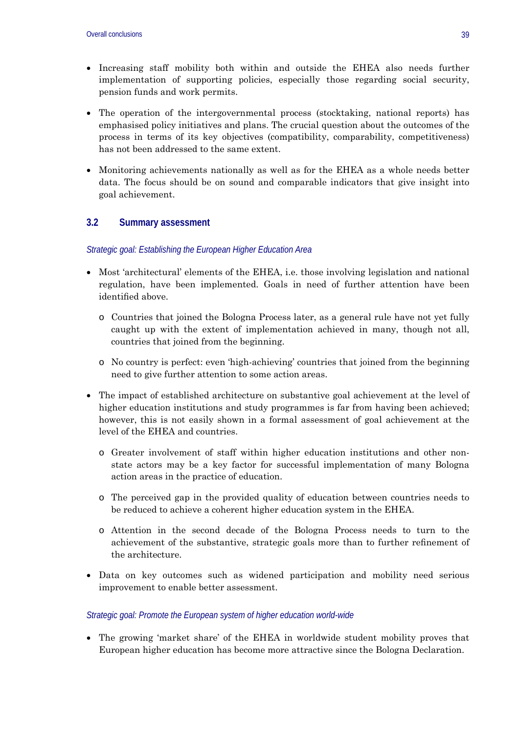- Increasing staff mobility both within and outside the EHEA also needs further implementation of supporting policies, especially those regarding social security, pension funds and work permits.

- The operation of the intergovernmental process (stocktaking, national reports) has emphasised policy initiatives and plans. The crucial question about the outcomes of the process in terms of its key objectives (compatibility, comparability, competitiveness) has not been addressed to the same extent.

- Monitoring achievements nationally as well as for the EHEA as a whole needs better data. The focus should be on sound and comparable indicators that give insight into goal achievement.

## 3.2 Summary assessment

*Strategic goal: Establishing the European Higher Education Area*

- Most 'architectural' elements of the EHEA, i.e. those involving legislation and national regulation, have been implemented. Goals in need of further attention have been identified above.
  - Countries that joined the Bologna Process later, as a general rule have not yet fully caught up with the extent of implementation achieved in many, though not all, countries that joined from the beginning.
  - No country is perfect: even 'high-achieving' countries that joined from the beginning need to give further attention to some action areas.

- The impact of established architecture on substantive goal achievement at the level of higher education institutions and study programmes is far from having been achieved; however, this is not easily shown in a formal assessment of goal achievement at the level of the EHEA and countries.
  - Greater involvement of staff within higher education institutions and other non-state actors may be a key factor for successful implementation of many Bologna action areas in the practice of education.
  - The perceived gap in the provided quality of education between countries needs to be reduced to achieve a coherent higher education system in the EHEA.
  - Attention in the second decade of the Bologna Process needs to turn to the achievement of the substantive, strategic goals more than to further refinement of the architecture.

- Data on key outcomes such as widened participation and mobility need serious improvement to enable better assessment.

*Strategic goal: Promote the European system of higher education world-wide*

- The growing 'market share' of the EHEA in worldwide student mobility proves that European higher education has become more attractive since the Bologna Declaration.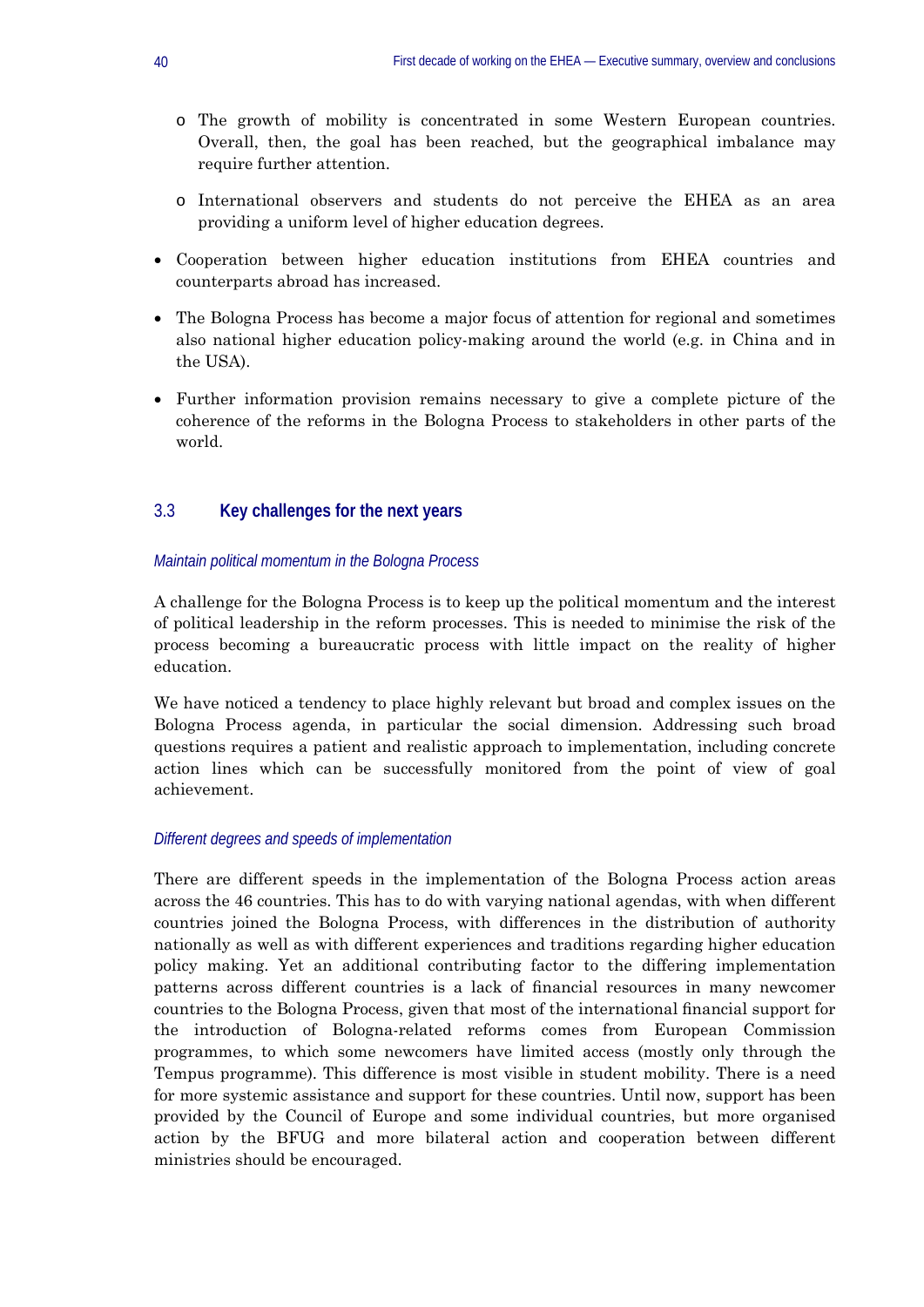- The growth of mobility is concentrated in some Western European countries. Overall, then, the goal has been reached, but the geographical imbalance may require further attention.

   - International observers and students do not perceive the EHEA as an area providing a uniform level of higher education degrees.

- Cooperation between higher education institutions from EHEA countries and counterparts abroad has increased.

- The Bologna Process has become a major focus of attention for regional and sometimes also national higher education policy-making around the world (e.g. in China and in the USA).

- Further information provision remains necessary to give a complete picture of the coherence of the reforms in the Bologna Process to stakeholders in other parts of the world.

## 3.3 Key challenges for the next years

### *Maintain political momentum in the Bologna Process*

A challenge for the Bologna Process is to keep up the political momentum and the interest of political leadership in the reform processes. This is needed to minimise the risk of the process becoming a bureaucratic process with little impact on the reality of higher education.

We have noticed a tendency to place highly relevant but broad and complex issues on the Bologna Process agenda, in particular the social dimension. Addressing such broad questions requires a patient and realistic approach to implementation, including concrete action lines which can be successfully monitored from the point of view of goal achievement.

### *Different degrees and speeds of implementation*

There are different speeds in the implementation of the Bologna Process action areas across the 46 countries. This has to do with varying national agendas, with when different countries joined the Bologna Process, with differences in the distribution of authority nationally as well as with different experiences and traditions regarding higher education policy making. Yet an additional contributing factor to the differing implementation patterns across different countries is a lack of financial resources in many newcomer countries to the Bologna Process, given that most of the international financial support for the introduction of Bologna-related reforms comes from European Commission programmes, to which some newcomers have limited access (mostly only through the Tempus programme). This difference is most visible in student mobility. There is a need for more systemic assistance and support for these countries. Until now, support has been provided by the Council of Europe and some individual countries, but more organised action by the BFUG and more bilateral action and cooperation between different ministries should be encouraged.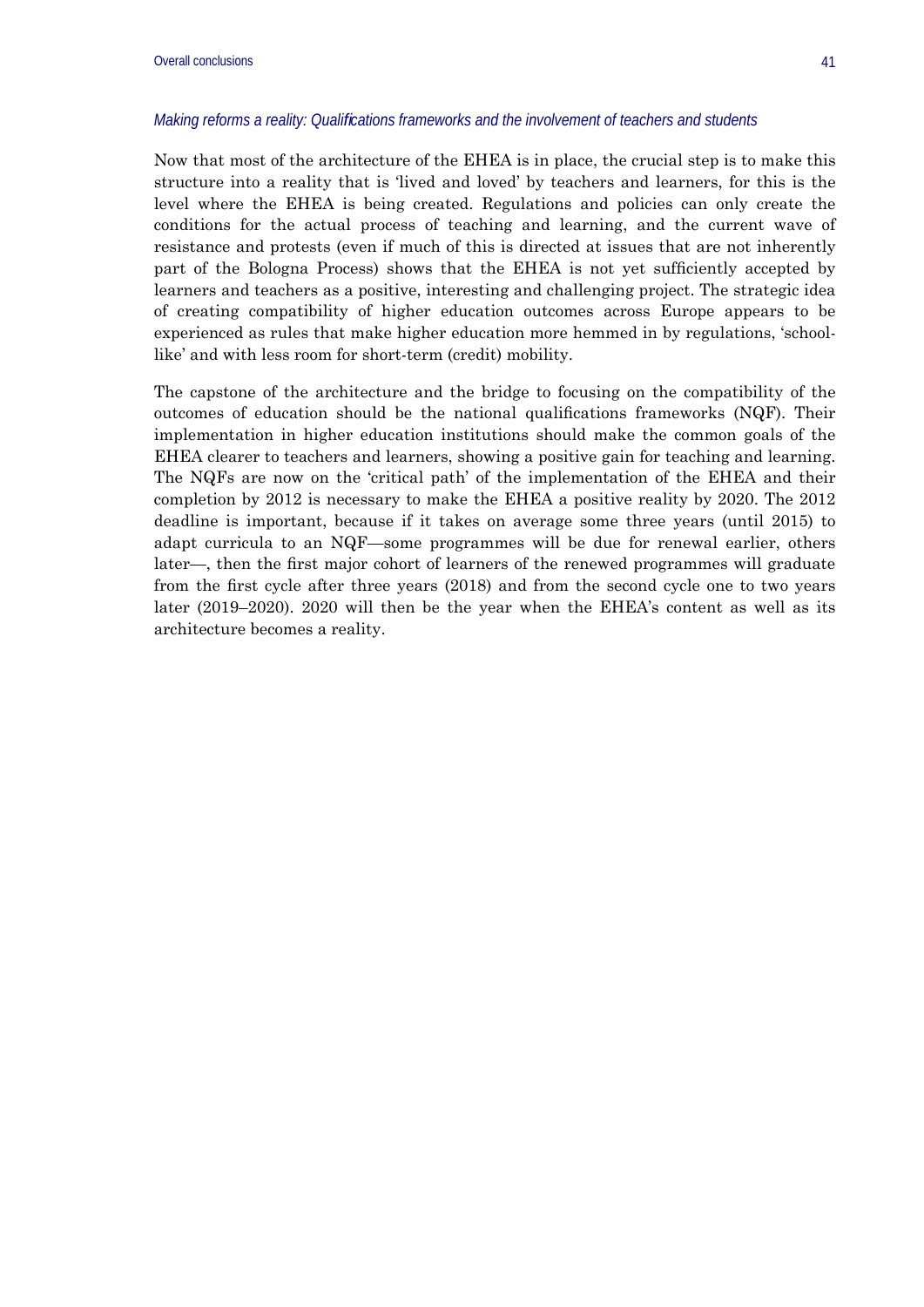### *Making reforms a reality: Qualifications frameworks and the involvement of teachers and students*

Now that most of the architecture of the EHEA is in place, the crucial step is to make this structure into a reality that is 'lived and loved' by teachers and learners, for this is the level where the EHEA is being created. Regulations and policies can only create the conditions for the actual process of teaching and learning, and the current wave of resistance and protests (even if much of this is directed at issues that are not inherently part of the Bologna Process) shows that the EHEA is not yet sufficiently accepted by learners and teachers as a positive, interesting and challenging project. The strategic idea of creating compatibility of higher education outcomes across Europe appears to be experienced as rules that make higher education more hemmed in by regulations, 'school-like' and with less room for short-term (credit) mobility.

The capstone of the architecture and the bridge to focusing on the compatibility of the outcomes of education should be the national qualifications frameworks (NQF). Their implementation in higher education institutions should make the common goals of the EHEA clearer to teachers and learners, showing a positive gain for teaching and learning. The NQFs are now on the 'critical path' of the implementation of the EHEA and their completion by 2012 is necessary to make the EHEA a positive reality by 2020. The 2012 deadline is important, because if it takes on average some three years (until 2015) to adapt curricula to an NQF—some programmes will be due for renewal earlier, others later—, then the first major cohort of learners of the renewed programmes will graduate from the first cycle after three years (2018) and from the second cycle one to two years later (2019–2020). 2020 will then be the year when the EHEA's content as well as its architecture becomes a reality.